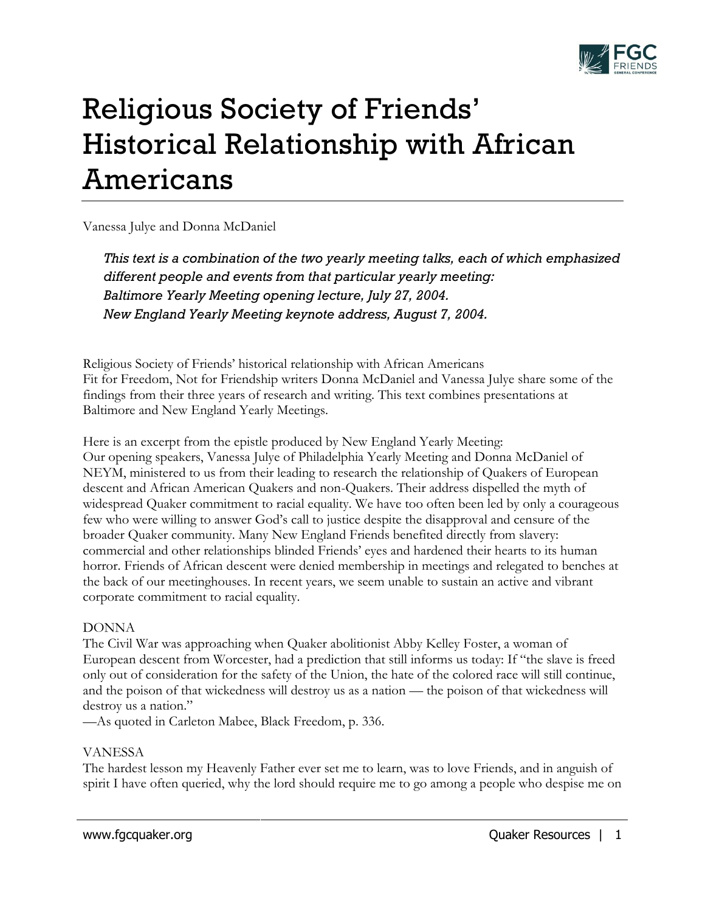# Religious Society of Friends' Historical Relationship with African Americans

Vanessa Julye and Donna McDaniel

*This text is a combination of the two yearly meeting talks, each of which emphasized different people and events from that particular yearly meeting:*
*Baltimore Yearly Meeting opening lecture, July 27, 2004.*
*New England Yearly Meeting keynote address, August 7, 2004.*

Religious Society of Friends' historical relationship with African Americans
Fit for Freedom, Not for Friendship writers Donna McDaniel and Vanessa Julye share some of the findings from their three years of research and writing. This text combines presentations at Baltimore and New England Yearly Meetings.

Here is an excerpt from the epistle produced by New England Yearly Meeting:
Our opening speakers, Vanessa Julye of Philadelphia Yearly Meeting and Donna McDaniel of NEYM, ministered to us from their leading to research the relationship of Quakers of European descent and African American Quakers and non-Quakers. Their address dispelled the myth of widespread Quaker commitment to racial equality. We have too often been led by only a courageous few who were willing to answer God's call to justice despite the disapproval and censure of the broader Quaker community. Many New England Friends benefited directly from slavery: commercial and other relationships blinded Friends' eyes and hardened their hearts to its human horror. Friends of African descent were denied membership in meetings and relegated to benches at the back of our meetinghouses. In recent years, we seem unable to sustain an active and vibrant corporate commitment to racial equality.

DONNA
The Civil War was approaching when Quaker abolitionist Abby Kelley Foster, a woman of European descent from Worcester, had a prediction that still informs us today: If "the slave is freed only out of consideration for the safety of the Union, the hate of the colored race will still continue, and the poison of that wickedness will destroy us as a nation — the poison of that wickedness will destroy us a nation."
—As quoted in Carleton Mabee, Black Freedom, p. 336.

VANESSA
The hardest lesson my Heavenly Father ever set me to learn, was to love Friends, and in anguish of spirit I have often queried, why the lord should require me to go among a people who despise me on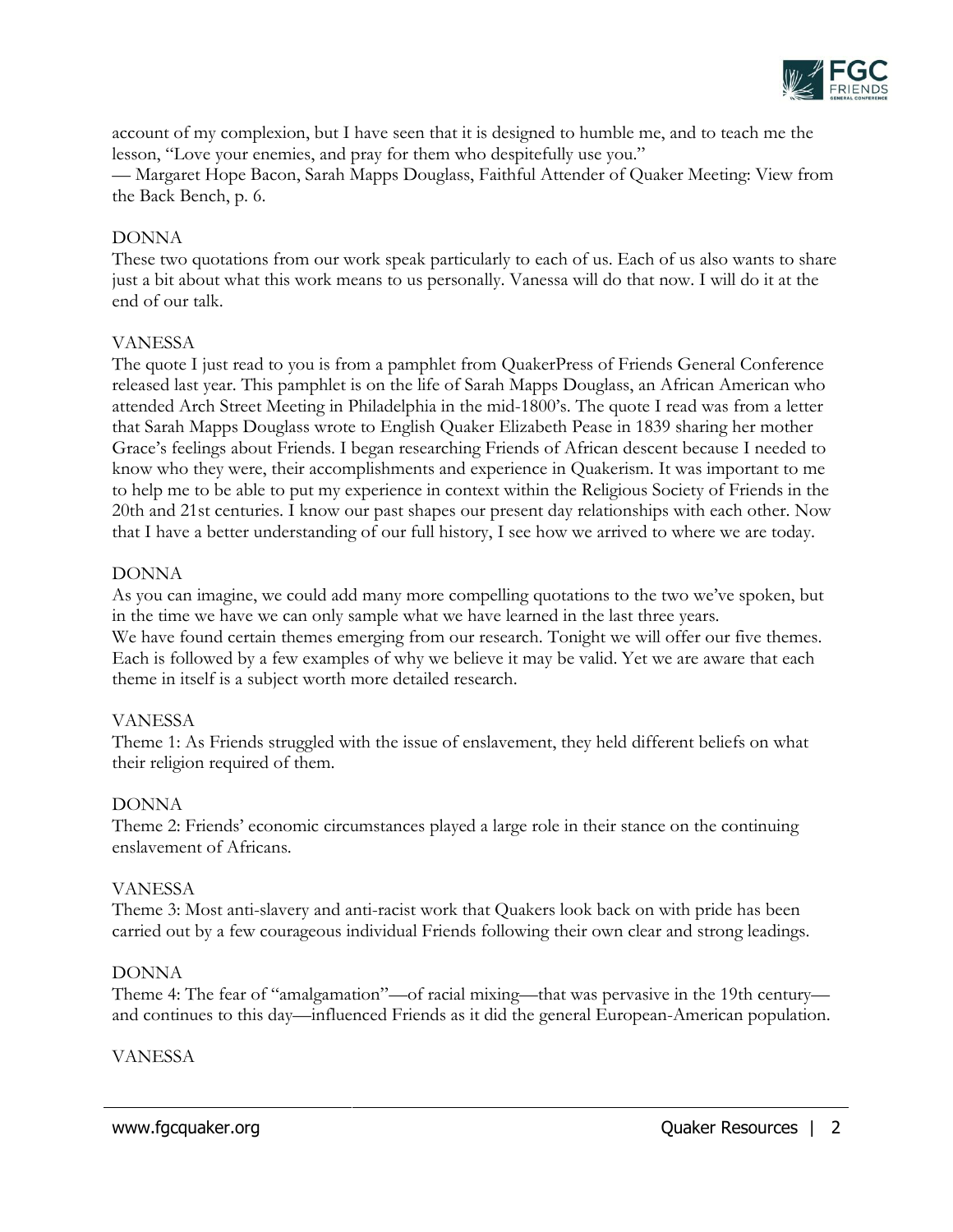account of my complexion, but I have seen that it is designed to humble me, and to teach me the lesson, "Love your enemies, and pray for them who despitefully use you."
— Margaret Hope Bacon, Sarah Mapps Douglass, Faithful Attender of Quaker Meeting: View from the Back Bench, p. 6.

DONNA
These two quotations from our work speak particularly to each of us. Each of us also wants to share just a bit about what this work means to us personally. Vanessa will do that now. I will do it at the end of our talk.

VANESSA
The quote I just read to you is from a pamphlet from QuakerPress of Friends General Conference released last year. This pamphlet is on the life of Sarah Mapps Douglass, an African American who attended Arch Street Meeting in Philadelphia in the mid-1800's. The quote I read was from a letter that Sarah Mapps Douglass wrote to English Quaker Elizabeth Pease in 1839 sharing her mother Grace's feelings about Friends. I began researching Friends of African descent because I needed to know who they were, their accomplishments and experience in Quakerism. It was important to me to help me to be able to put my experience in context within the Religious Society of Friends in the 20th and 21st centuries. I know our past shapes our present day relationships with each other. Now that I have a better understanding of our full history, I see how we arrived to where we are today.

DONNA
As you can imagine, we could add many more compelling quotations to the two we've spoken, but in the time we have we can only sample what we have learned in the last three years.
We have found certain themes emerging from our research. Tonight we will offer our five themes. Each is followed by a few examples of why we believe it may be valid. Yet we are aware that each theme in itself is a subject worth more detailed research.

VANESSA
Theme 1: As Friends struggled with the issue of enslavement, they held different beliefs on what their religion required of them.

DONNA
Theme 2: Friends' economic circumstances played a large role in their stance on the continuing enslavement of Africans.

VANESSA
Theme 3: Most anti-slavery and anti-racist work that Quakers look back on with pride has been carried out by a few courageous individual Friends following their own clear and strong leadings.

DONNA
Theme 4: The fear of "amalgamation"—of racial mixing—that was pervasive in the 19th century—and continues to this day—influenced Friends as it did the general European-American population.

VANESSA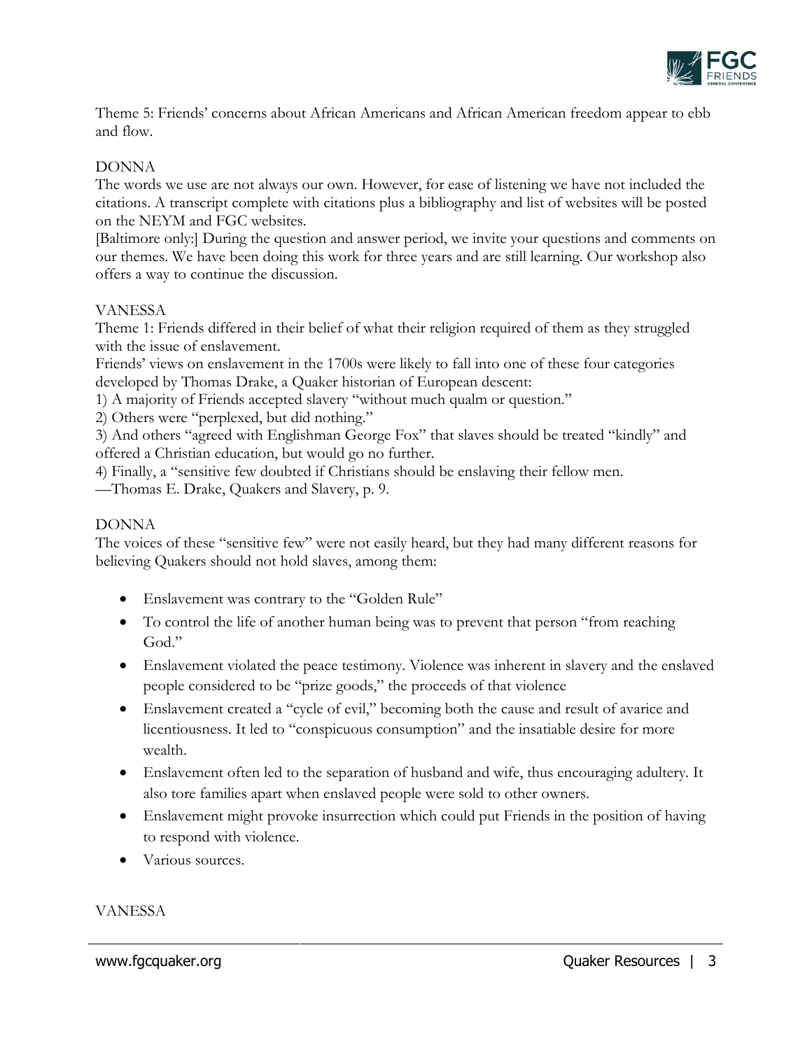Theme 5: Friends' concerns about African Americans and African American freedom appear to ebb and flow.

DONNA

The words we use are not always our own. However, for ease of listening we have not included the citations. A transcript complete with citations plus a bibliography and list of websites will be posted on the NEYM and FGC websites.

[Baltimore only:] During the question and answer period, we invite your questions and comments on our themes. We have been doing this work for three years and are still learning. Our workshop also offers a way to continue the discussion.

VANESSA

Theme 1: Friends differed in their belief of what their religion required of them as they struggled with the issue of enslavement.

Friends' views on enslavement in the 1700s were likely to fall into one of these four categories developed by Thomas Drake, a Quaker historian of European descent:

1) A majority of Friends accepted slavery "without much qualm or question."
2) Others were "perplexed, but did nothing."
3) And others "agreed with Englishman George Fox" that slaves should be treated "kindly" and offered a Christian education, but would go no further.
4) Finally, a "sensitive few doubted if Christians should be enslaving their fellow men.

—Thomas E. Drake, Quakers and Slavery, p. 9.

DONNA

The voices of these "sensitive few" were not easily heard, but they had many different reasons for believing Quakers should not hold slaves, among them:

- Enslavement was contrary to the "Golden Rule"
- To control the life of another human being was to prevent that person "from reaching God."
- Enslavement violated the peace testimony. Violence was inherent in slavery and the enslaved people considered to be "prize goods," the proceeds of that violence
- Enslavement created a "cycle of evil," becoming both the cause and result of avarice and licentiousness. It led to "conspicuous consumption" and the insatiable desire for more wealth.
- Enslavement often led to the separation of husband and wife, thus encouraging adultery. It also tore families apart when enslaved people were sold to other owners.
- Enslavement might provoke insurrection which could put Friends in the position of having to respond with violence.
- Various sources.

VANESSA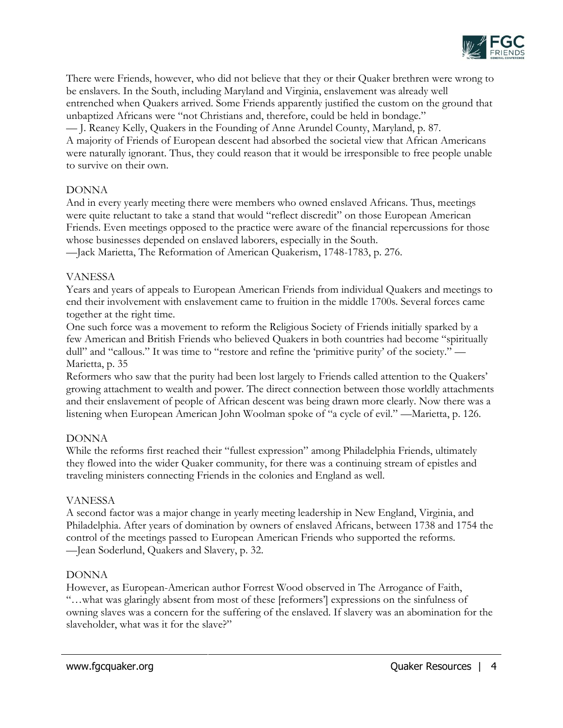There were Friends, however, who did not believe that they or their Quaker brethren were wrong to be enslavers. In the South, including Maryland and Virginia, enslavement was already well entrenched when Quakers arrived. Some Friends apparently justified the custom on the ground that unbaptized Africans were "not Christians and, therefore, could be held in bondage."
— J. Reaney Kelly, Quakers in the Founding of Anne Arundel County, Maryland, p. 87.
A majority of Friends of European descent had absorbed the societal view that African Americans were naturally ignorant. Thus, they could reason that it would be irresponsible to free people unable to survive on their own.

DONNA
And in every yearly meeting there were members who owned enslaved Africans. Thus, meetings were quite reluctant to take a stand that would "reflect discredit" on those European American Friends. Even meetings opposed to the practice were aware of the financial repercussions for those whose businesses depended on enslaved laborers, especially in the South.
—Jack Marietta, The Reformation of American Quakerism, 1748-1783, p. 276.

VANESSA
Years and years of appeals to European American Friends from individual Quakers and meetings to end their involvement with enslavement came to fruition in the middle 1700s. Several forces came together at the right time.
One such force was a movement to reform the Religious Society of Friends initially sparked by a few American and British Friends who believed Quakers in both countries had become "spiritually dull" and "callous." It was time to "restore and refine the 'primitive purity' of the society." —Marietta, p. 35
Reformers who saw that the purity had been lost largely to Friends called attention to the Quakers' growing attachment to wealth and power. The direct connection between those worldly attachments and their enslavement of people of African descent was being drawn more clearly. Now there was a listening when European American John Woolman spoke of "a cycle of evil." —Marietta, p. 126.

DONNA
While the reforms first reached their "fullest expression" among Philadelphia Friends, ultimately they flowed into the wider Quaker community, for there was a continuing stream of epistles and traveling ministers connecting Friends in the colonies and England as well.

VANESSA
A second factor was a major change in yearly meeting leadership in New England, Virginia, and Philadelphia. After years of domination by owners of enslaved Africans, between 1738 and 1754 the control of the meetings passed to European American Friends who supported the reforms.
—Jean Soderlund, Quakers and Slavery, p. 32.

DONNA
However, as European-American author Forrest Wood observed in The Arrogance of Faith, "…what was glaringly absent from most of these [reformers'] expressions on the sinfulness of owning slaves was a concern for the suffering of the enslaved. If slavery was an abomination for the slaveholder, what was it for the slave?"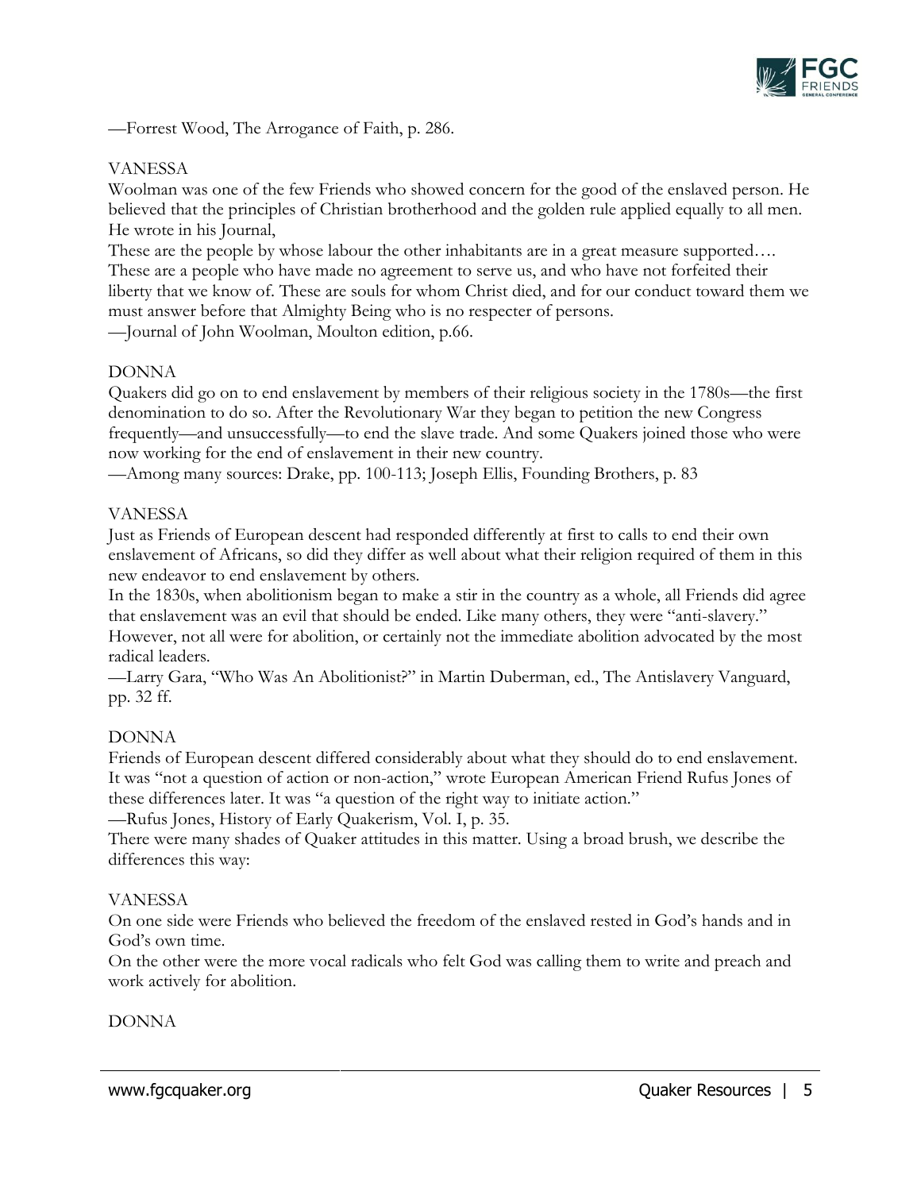—Forrest Wood, The Arrogance of Faith, p. 286.

VANESSA

Woolman was one of the few Friends who showed concern for the good of the enslaved person. He believed that the principles of Christian brotherhood and the golden rule applied equally to all men. He wrote in his Journal,

These are the people by whose labour the other inhabitants are in a great measure supported…. These are a people who have made no agreement to serve us, and who have not forfeited their liberty that we know of. These are souls for whom Christ died, and for our conduct toward them we must answer before that Almighty Being who is no respecter of persons.

—Journal of John Woolman, Moulton edition, p.66.

DONNA

Quakers did go on to end enslavement by members of their religious society in the 1780s—the first denomination to do so. After the Revolutionary War they began to petition the new Congress frequently—and unsuccessfully—to end the slave trade. And some Quakers joined those who were now working for the end of enslavement in their new country.

—Among many sources: Drake, pp. 100-113; Joseph Ellis, Founding Brothers, p. 83

VANESSA

Just as Friends of European descent had responded differently at first to calls to end their own enslavement of Africans, so did they differ as well about what their religion required of them in this new endeavor to end enslavement by others.

In the 1830s, when abolitionism began to make a stir in the country as a whole, all Friends did agree that enslavement was an evil that should be ended. Like many others, they were "anti-slavery." However, not all were for abolition, or certainly not the immediate abolition advocated by the most radical leaders.

—Larry Gara, "Who Was An Abolitionist?" in Martin Duberman, ed., The Antislavery Vanguard, pp. 32 ff.

DONNA

Friends of European descent differed considerably about what they should do to end enslavement. It was "not a question of action or non-action," wrote European American Friend Rufus Jones of these differences later. It was "a question of the right way to initiate action."

—Rufus Jones, History of Early Quakerism, Vol. I, p. 35.

There were many shades of Quaker attitudes in this matter. Using a broad brush, we describe the differences this way:

VANESSA

On one side were Friends who believed the freedom of the enslaved rested in God's hands and in God's own time.

On the other were the more vocal radicals who felt God was calling them to write and preach and work actively for abolition.

DONNA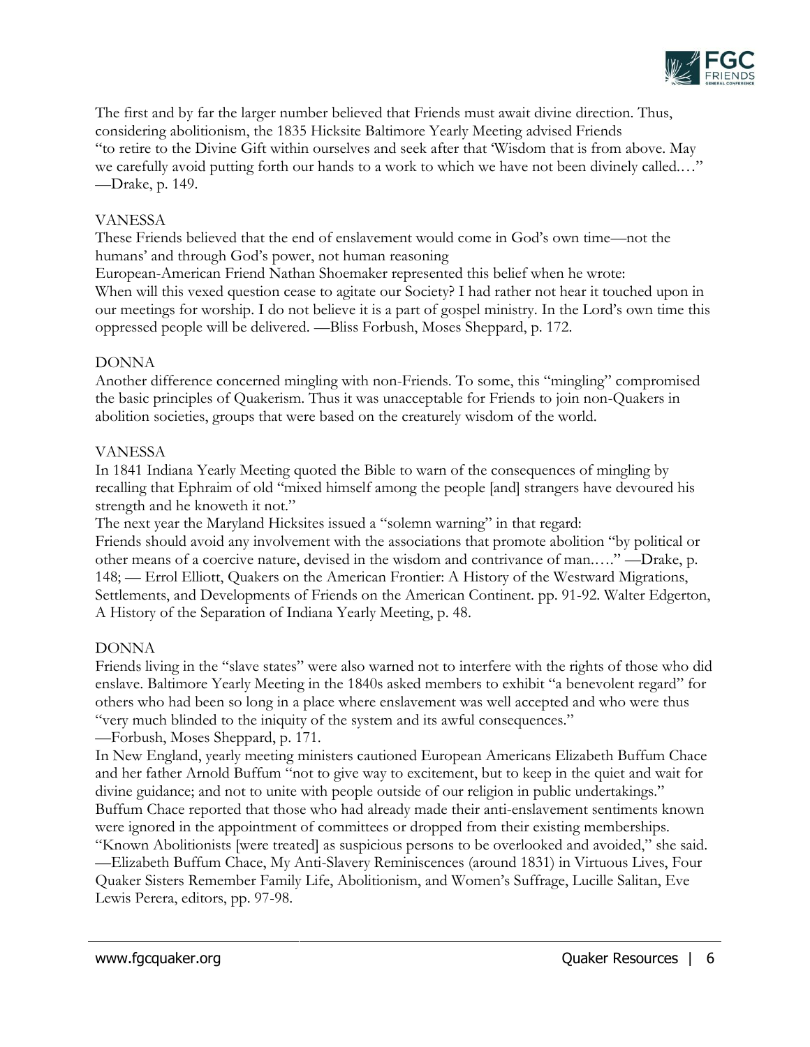The first and by far the larger number believed that Friends must await divine direction. Thus, considering abolitionism, the 1835 Hicksite Baltimore Yearly Meeting advised Friends "to retire to the Divine Gift within ourselves and seek after that 'Wisdom that is from above. May we carefully avoid putting forth our hands to a work to which we have not been divinely called.…" —Drake, p. 149.

VANESSA

These Friends believed that the end of enslavement would come in God's own time—not the humans' and through God's power, not human reasoning

European-American Friend Nathan Shoemaker represented this belief when he wrote:

When will this vexed question cease to agitate our Society? I had rather not hear it touched upon in our meetings for worship. I do not believe it is a part of gospel ministry. In the Lord's own time this oppressed people will be delivered. —Bliss Forbush, Moses Sheppard, p. 172.

DONNA

Another difference concerned mingling with non-Friends. To some, this "mingling" compromised the basic principles of Quakerism. Thus it was unacceptable for Friends to join non-Quakers in abolition societies, groups that were based on the creaturely wisdom of the world.

VANESSA

In 1841 Indiana Yearly Meeting quoted the Bible to warn of the consequences of mingling by recalling that Ephraim of old "mixed himself among the people [and] strangers have devoured his strength and he knoweth it not."

The next year the Maryland Hicksites issued a "solemn warning" in that regard:

Friends should avoid any involvement with the associations that promote abolition "by political or other means of a coercive nature, devised in the wisdom and contrivance of man.…." —Drake, p. 148; — Errol Elliott, Quakers on the American Frontier: A History of the Westward Migrations, Settlements, and Developments of Friends on the American Continent. pp. 91-92. Walter Edgerton, A History of the Separation of Indiana Yearly Meeting, p. 48.

DONNA

Friends living in the "slave states" were also warned not to interfere with the rights of those who did enslave. Baltimore Yearly Meeting in the 1840s asked members to exhibit "a benevolent regard" for others who had been so long in a place where enslavement was well accepted and who were thus "very much blinded to the iniquity of the system and its awful consequences."

—Forbush, Moses Sheppard, p. 171.

In New England, yearly meeting ministers cautioned European Americans Elizabeth Buffum Chace and her father Arnold Buffum "not to give way to excitement, but to keep in the quiet and wait for divine guidance; and not to unite with people outside of our religion in public undertakings." Buffum Chace reported that those who had already made their anti-enslavement sentiments known were ignored in the appointment of committees or dropped from their existing memberships. "Known Abolitionists [were treated] as suspicious persons to be overlooked and avoided," she said. —Elizabeth Buffum Chace, My Anti-Slavery Reminiscences (around 1831) in Virtuous Lives, Four Quaker Sisters Remember Family Life, Abolitionism, and Women's Suffrage, Lucille Salitan, Eve Lewis Perera, editors, pp. 97-98.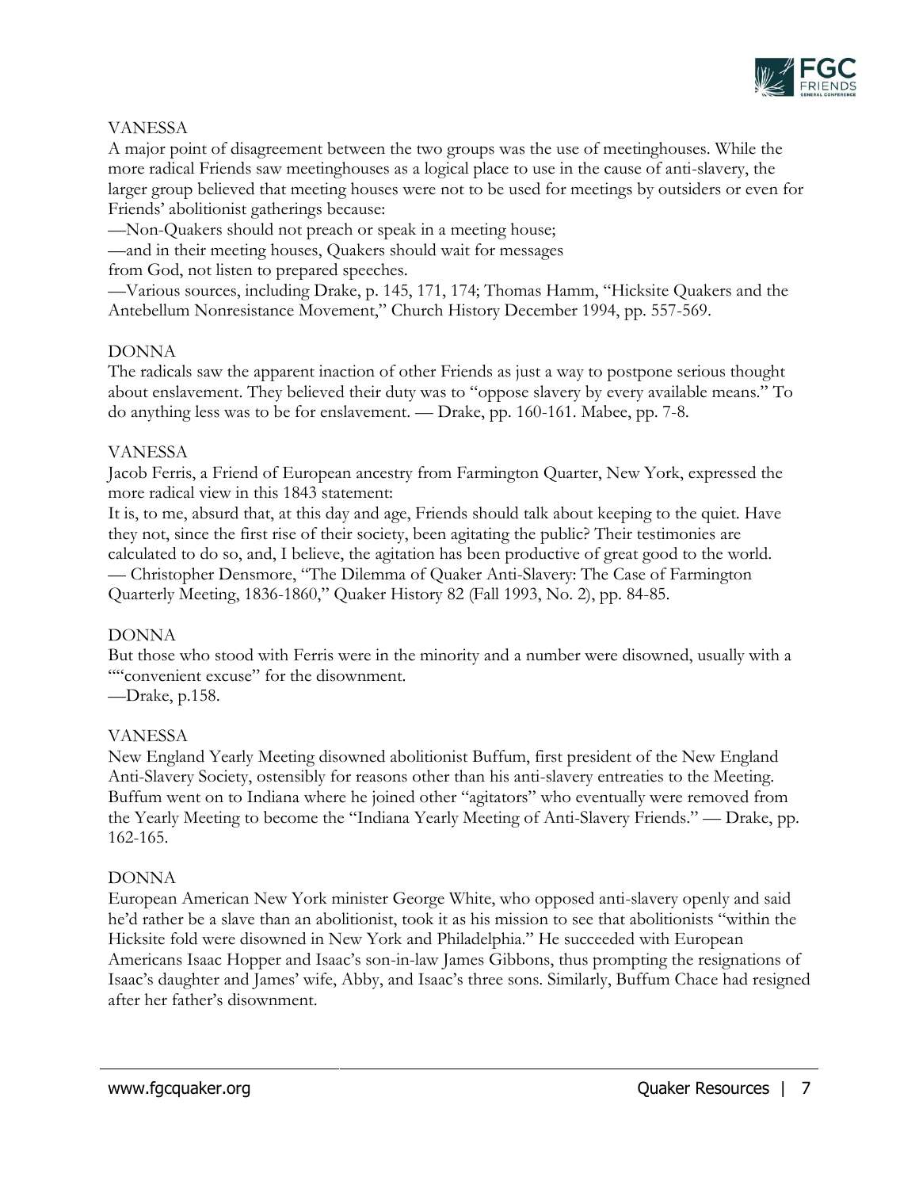VANESSA

A major point of disagreement between the two groups was the use of meetinghouses. While the more radical Friends saw meetinghouses as a logical place to use in the cause of anti-slavery, the larger group believed that meeting houses were not to be used for meetings by outsiders or even for Friends' abolitionist gatherings because:

—Non-Quakers should not preach or speak in a meeting house;

—and in their meeting houses, Quakers should wait for messages from God, not listen to prepared speeches.

—Various sources, including Drake, p. 145, 171, 174; Thomas Hamm, "Hicksite Quakers and the Antebellum Nonresistance Movement," Church History December 1994, pp. 557-569.

DONNA

The radicals saw the apparent inaction of other Friends as just a way to postpone serious thought about enslavement. They believed their duty was to "oppose slavery by every available means." To do anything less was to be for enslavement. — Drake, pp. 160-161. Mabee, pp. 7-8.

VANESSA

Jacob Ferris, a Friend of European ancestry from Farmington Quarter, New York, expressed the more radical view in this 1843 statement:

It is, to me, absurd that, at this day and age, Friends should talk about keeping to the quiet. Have they not, since the first rise of their society, been agitating the public? Their testimonies are calculated to do so, and, I believe, the agitation has been productive of great good to the world.
— Christopher Densmore, "The Dilemma of Quaker Anti-Slavery: The Case of Farmington Quarterly Meeting, 1836-1860," Quaker History 82 (Fall 1993, No. 2), pp. 84-85.

DONNA

But those who stood with Ferris were in the minority and a number were disowned, usually with a ""convenient excuse" for the disownment.

—Drake, p.158.

VANESSA

New England Yearly Meeting disowned abolitionist Buffum, first president of the New England Anti-Slavery Society, ostensibly for reasons other than his anti-slavery entreaties to the Meeting. Buffum went on to Indiana where he joined other "agitators" who eventually were removed from the Yearly Meeting to become the "Indiana Yearly Meeting of Anti-Slavery Friends." — Drake, pp. 162-165.

DONNA

European American New York minister George White, who opposed anti-slavery openly and said he'd rather be a slave than an abolitionist, took it as his mission to see that abolitionists "within the Hicksite fold were disowned in New York and Philadelphia." He succeeded with European Americans Isaac Hopper and Isaac's son-in-law James Gibbons, thus prompting the resignations of Isaac's daughter and James' wife, Abby, and Isaac's three sons. Similarly, Buffum Chace had resigned after her father's disownment.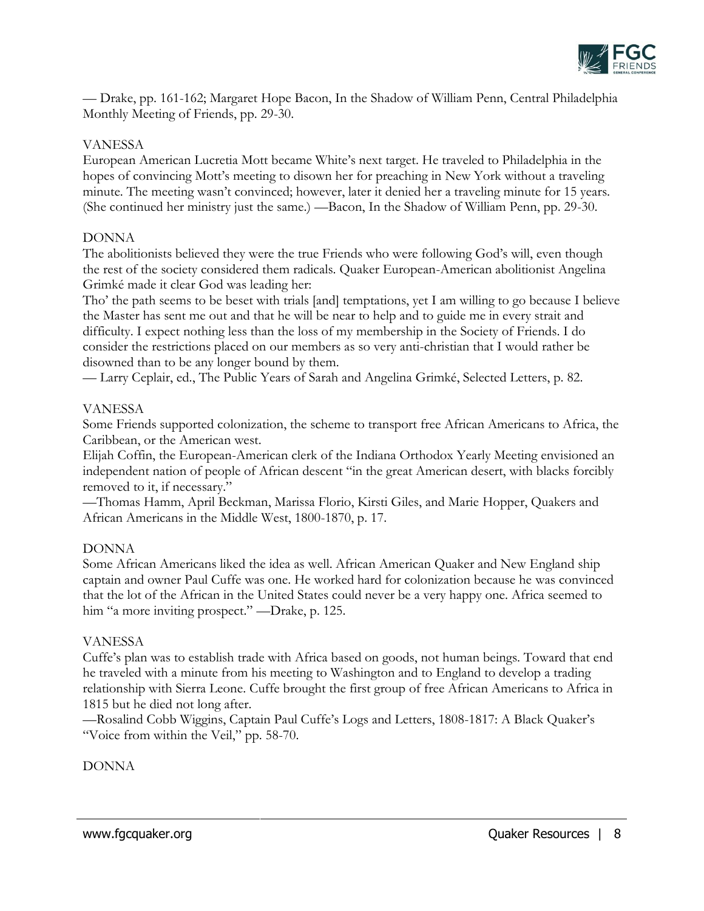— Drake, pp. 161-162; Margaret Hope Bacon, In the Shadow of William Penn, Central Philadelphia Monthly Meeting of Friends, pp. 29-30.

VANESSA

European American Lucretia Mott became White's next target. He traveled to Philadelphia in the hopes of convincing Mott's meeting to disown her for preaching in New York without a traveling minute. The meeting wasn't convinced; however, later it denied her a traveling minute for 15 years. (She continued her ministry just the same.) —Bacon, In the Shadow of William Penn, pp. 29-30.

DONNA

The abolitionists believed they were the true Friends who were following God's will, even though the rest of the society considered them radicals. Quaker European-American abolitionist Angelina Grimké made it clear God was leading her:

Tho' the path seems to be beset with trials [and] temptations, yet I am willing to go because I believe the Master has sent me out and that he will be near to help and to guide me in every strait and difficulty. I expect nothing less than the loss of my membership in the Society of Friends. I do consider the restrictions placed on our members as so very anti-christian that I would rather be disowned than to be any longer bound by them.

— Larry Ceplair, ed., The Public Years of Sarah and Angelina Grimké, Selected Letters, p. 82.

VANESSA

Some Friends supported colonization, the scheme to transport free African Americans to Africa, the Caribbean, or the American west.

Elijah Coffin, the European-American clerk of the Indiana Orthodox Yearly Meeting envisioned an independent nation of people of African descent "in the great American desert, with blacks forcibly removed to it, if necessary."

—Thomas Hamm, April Beckman, Marissa Florio, Kirsti Giles, and Marie Hopper, Quakers and African Americans in the Middle West, 1800-1870, p. 17.

DONNA

Some African Americans liked the idea as well. African American Quaker and New England ship captain and owner Paul Cuffe was one. He worked hard for colonization because he was convinced that the lot of the African in the United States could never be a very happy one. Africa seemed to him "a more inviting prospect." —Drake, p. 125.

VANESSA

Cuffe's plan was to establish trade with Africa based on goods, not human beings. Toward that end he traveled with a minute from his meeting to Washington and to England to develop a trading relationship with Sierra Leone. Cuffe brought the first group of free African Americans to Africa in 1815 but he died not long after.

—Rosalind Cobb Wiggins, Captain Paul Cuffe's Logs and Letters, 1808-1817: A Black Quaker's "Voice from within the Veil," pp. 58-70.

DONNA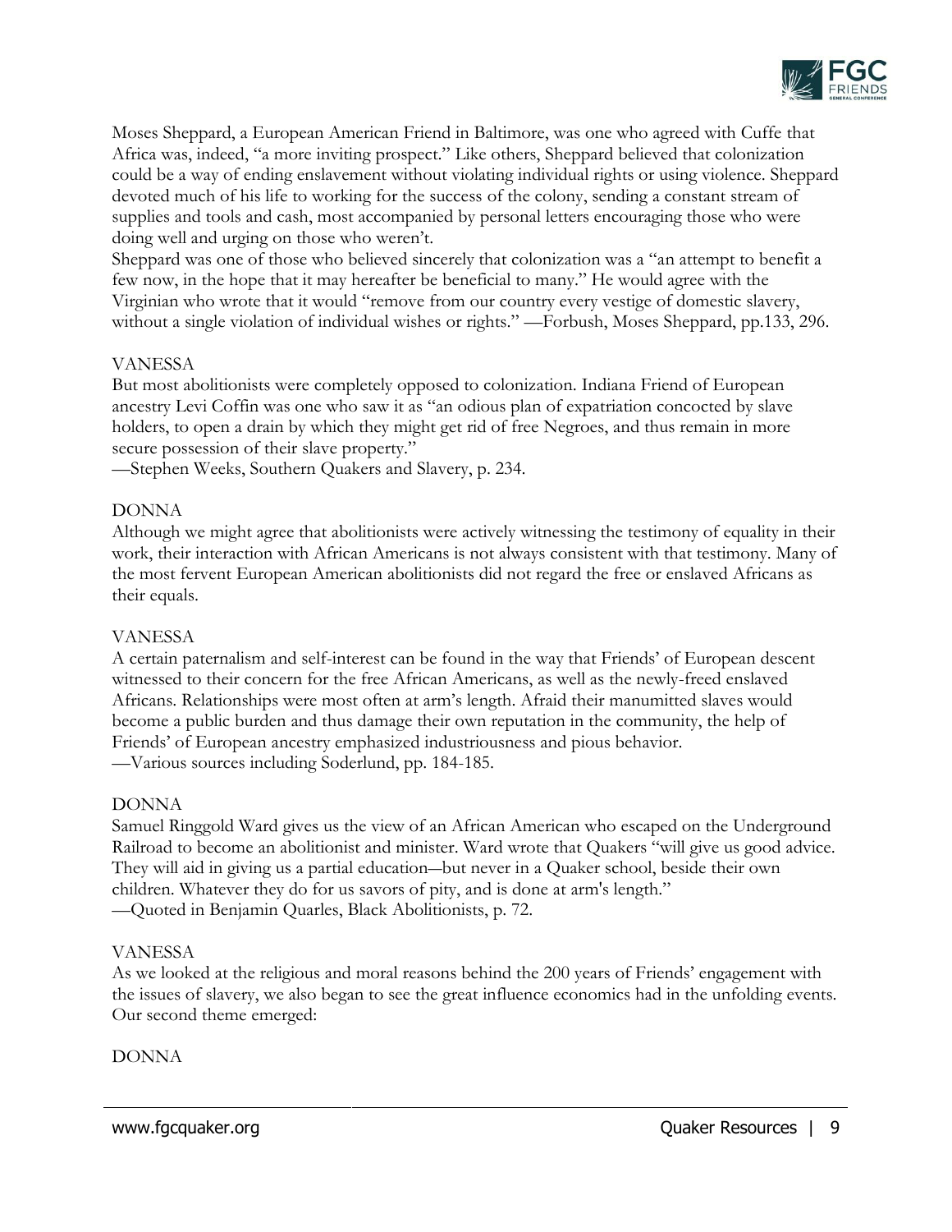Moses Sheppard, a European American Friend in Baltimore, was one who agreed with Cuffe that Africa was, indeed, "a more inviting prospect." Like others, Sheppard believed that colonization could be a way of ending enslavement without violating individual rights or using violence. Sheppard devoted much of his life to working for the success of the colony, sending a constant stream of supplies and tools and cash, most accompanied by personal letters encouraging those who were doing well and urging on those who weren't.

Sheppard was one of those who believed sincerely that colonization was a "an attempt to benefit a few now, in the hope that it may hereafter be beneficial to many." He would agree with the Virginian who wrote that it would "remove from our country every vestige of domestic slavery, without a single violation of individual wishes or rights." —Forbush, Moses Sheppard, pp.133, 296.

VANESSA

But most abolitionists were completely opposed to colonization. Indiana Friend of European ancestry Levi Coffin was one who saw it as "an odious plan of expatriation concocted by slave holders, to open a drain by which they might get rid of free Negroes, and thus remain in more secure possession of their slave property."

—Stephen Weeks, Southern Quakers and Slavery, p. 234.

DONNA

Although we might agree that abolitionists were actively witnessing the testimony of equality in their work, their interaction with African Americans is not always consistent with that testimony. Many of the most fervent European American abolitionists did not regard the free or enslaved Africans as their equals.

VANESSA

A certain paternalism and self-interest can be found in the way that Friends' of European descent witnessed to their concern for the free African Americans, as well as the newly-freed enslaved Africans. Relationships were most often at arm's length. Afraid their manumitted slaves would become a public burden and thus damage their own reputation in the community, the help of Friends' of European ancestry emphasized industriousness and pious behavior.

—Various sources including Soderlund, pp. 184-185.

DONNA

Samuel Ringgold Ward gives us the view of an African American who escaped on the Underground Railroad to become an abolitionist and minister. Ward wrote that Quakers "will give us good advice. They will aid in giving us a partial education—but never in a Quaker school, beside their own children. Whatever they do for us savors of pity, and is done at arm's length."

—Quoted in Benjamin Quarles, Black Abolitionists, p. 72.

VANESSA

As we looked at the religious and moral reasons behind the 200 years of Friends' engagement with the issues of slavery, we also began to see the great influence economics had in the unfolding events. Our second theme emerged:

DONNA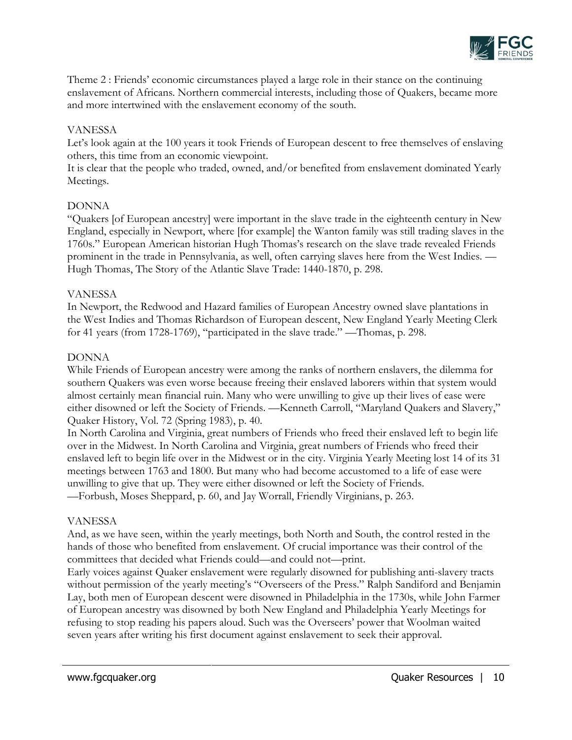Theme 2 : Friends' economic circumstances played a large role in their stance on the continuing enslavement of Africans. Northern commercial interests, including those of Quakers, became more and more intertwined with the enslavement economy of the south.

VANESSA

Let's look again at the 100 years it took Friends of European descent to free themselves of enslaving others, this time from an economic viewpoint.

It is clear that the people who traded, owned, and/or benefited from enslavement dominated Yearly Meetings.

DONNA

"Quakers [of European ancestry] were important in the slave trade in the eighteenth century in New England, especially in Newport, where [for example] the Wanton family was still trading slaves in the 1760s." European American historian Hugh Thomas's research on the slave trade revealed Friends prominent in the trade in Pennsylvania, as well, often carrying slaves here from the West Indies. —Hugh Thomas, The Story of the Atlantic Slave Trade: 1440-1870, p. 298.

VANESSA

In Newport, the Redwood and Hazard families of European Ancestry owned slave plantations in the West Indies and Thomas Richardson of European descent, New England Yearly Meeting Clerk for 41 years (from 1728-1769), "participated in the slave trade." —Thomas, p. 298.

DONNA

While Friends of European ancestry were among the ranks of northern enslavers, the dilemma for southern Quakers was even worse because freeing their enslaved laborers within that system would almost certainly mean financial ruin. Many who were unwilling to give up their lives of ease were either disowned or left the Society of Friends. —Kenneth Carroll, "Maryland Quakers and Slavery," Quaker History, Vol. 72 (Spring 1983), p. 40.

In North Carolina and Virginia, great numbers of Friends who freed their enslaved left to begin life over in the Midwest. In North Carolina and Virginia, great numbers of Friends who freed their enslaved left to begin life over in the Midwest or in the city. Virginia Yearly Meeting lost 14 of its 31 meetings between 1763 and 1800. But many who had become accustomed to a life of ease were unwilling to give that up. They were either disowned or left the Society of Friends.

—Forbush, Moses Sheppard, p. 60, and Jay Worrall, Friendly Virginians, p. 263.

VANESSA

And, as we have seen, within the yearly meetings, both North and South, the control rested in the hands of those who benefited from enslavement. Of crucial importance was their control of the committees that decided what Friends could—and could not—print.

Early voices against Quaker enslavement were regularly disowned for publishing anti-slavery tracts without permission of the yearly meeting's "Overseers of the Press." Ralph Sandiford and Benjamin Lay, both men of European descent were disowned in Philadelphia in the 1730s, while John Farmer of European ancestry was disowned by both New England and Philadelphia Yearly Meetings for refusing to stop reading his papers aloud. Such was the Overseers' power that Woolman waited seven years after writing his first document against enslavement to seek their approval.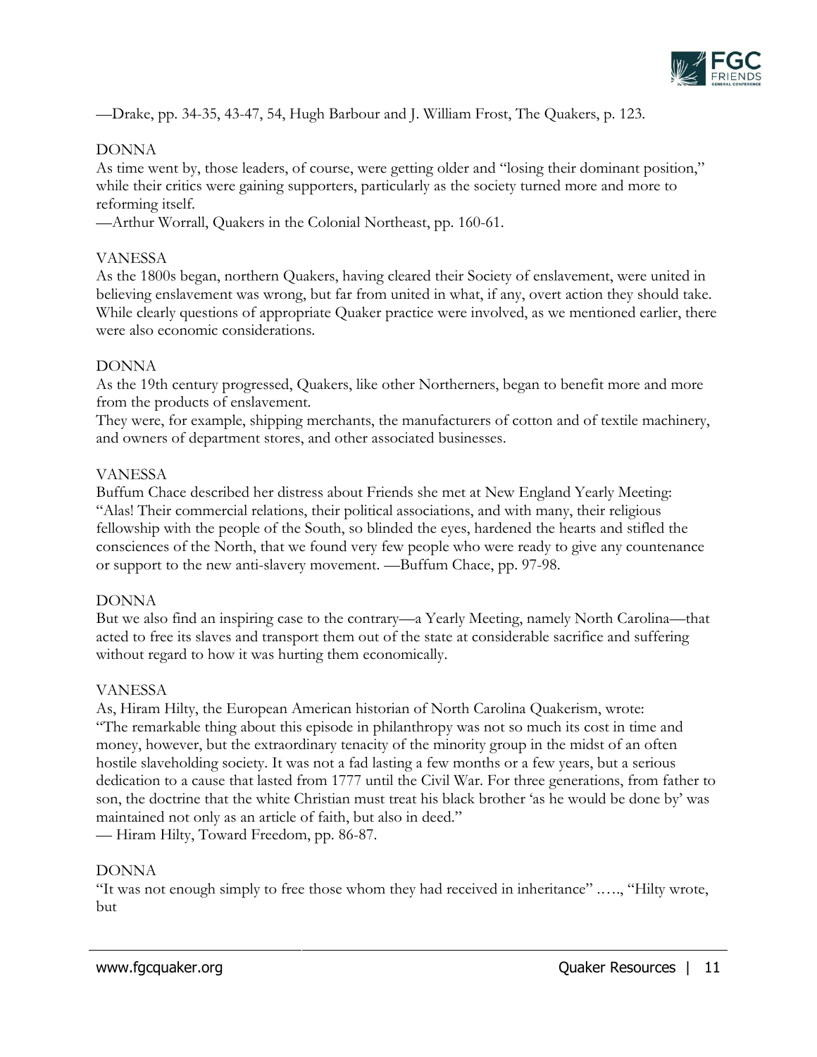—Drake, pp. 34-35, 43-47, 54, Hugh Barbour and J. William Frost, The Quakers, p. 123.

DONNA

As time went by, those leaders, of course, were getting older and "losing their dominant position," while their critics were gaining supporters, particularly as the society turned more and more to reforming itself.

—Arthur Worrall, Quakers in the Colonial Northeast, pp. 160-61.

VANESSA

As the 1800s began, northern Quakers, having cleared their Society of enslavement, were united in believing enslavement was wrong, but far from united in what, if any, overt action they should take. While clearly questions of appropriate Quaker practice were involved, as we mentioned earlier, there were also economic considerations.

DONNA

As the 19th century progressed, Quakers, like other Northerners, began to benefit more and more from the products of enslavement.

They were, for example, shipping merchants, the manufacturers of cotton and of textile machinery, and owners of department stores, and other associated businesses.

VANESSA

Buffum Chace described her distress about Friends she met at New England Yearly Meeting: "Alas! Their commercial relations, their political associations, and with many, their religious fellowship with the people of the South, so blinded the eyes, hardened the hearts and stifled the consciences of the North, that we found very few people who were ready to give any countenance or support to the new anti-slavery movement. —Buffum Chace, pp. 97-98.

DONNA

But we also find an inspiring case to the contrary—a Yearly Meeting, namely North Carolina—that acted to free its slaves and transport them out of the state at considerable sacrifice and suffering without regard to how it was hurting them economically.

VANESSA

As, Hiram Hilty, the European American historian of North Carolina Quakerism, wrote: "The remarkable thing about this episode in philanthropy was not so much its cost in time and money, however, but the extraordinary tenacity of the minority group in the midst of an often hostile slaveholding society. It was not a fad lasting a few months or a few years, but a serious dedication to a cause that lasted from 1777 until the Civil War. For three generations, from father to son, the doctrine that the white Christian must treat his black brother 'as he would be done by' was maintained not only as an article of faith, but also in deed."

— Hiram Hilty, Toward Freedom, pp. 86-87.

DONNA

"It was not enough simply to free those whom they had received in inheritance" ….., "Hilty wrote, but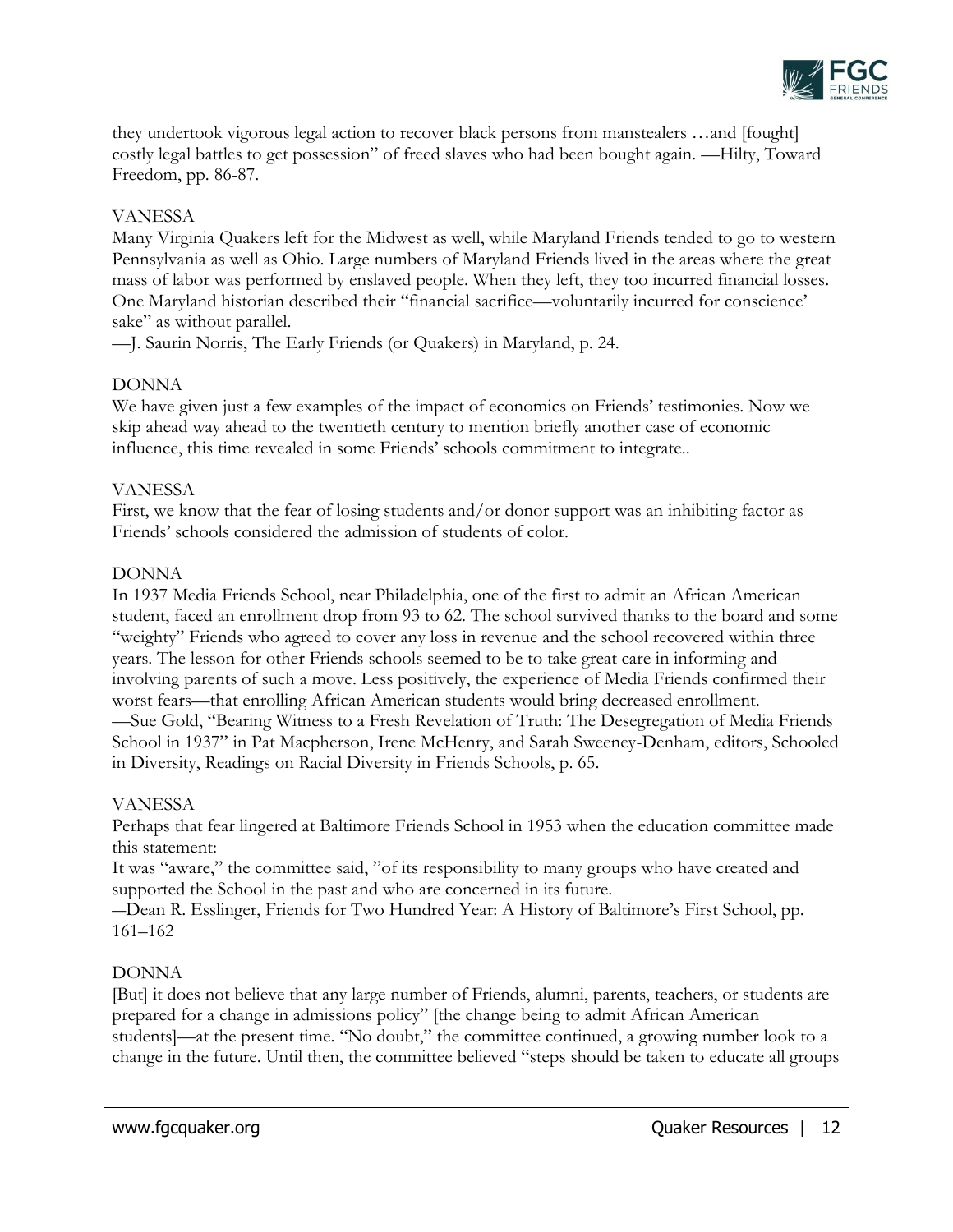they undertook vigorous legal action to recover black persons from manstealers …and [fought] costly legal battles to get possession" of freed slaves who had been bought again. —Hilty, Toward Freedom, pp. 86-87.

VANESSA

Many Virginia Quakers left for the Midwest as well, while Maryland Friends tended to go to western Pennsylvania as well as Ohio. Large numbers of Maryland Friends lived in the areas where the great mass of labor was performed by enslaved people. When they left, they too incurred financial losses. One Maryland historian described their "financial sacrifice—voluntarily incurred for conscience' sake" as without parallel.
—J. Saurin Norris, The Early Friends (or Quakers) in Maryland, p. 24.

DONNA

We have given just a few examples of the impact of economics on Friends' testimonies. Now we skip ahead way ahead to the twentieth century to mention briefly another case of economic influence, this time revealed in some Friends' schools commitment to integrate..

VANESSA

First, we know that the fear of losing students and/or donor support was an inhibiting factor as Friends' schools considered the admission of students of color.

DONNA

In 1937 Media Friends School, near Philadelphia, one of the first to admit an African American student, faced an enrollment drop from 93 to 62. The school survived thanks to the board and some "weighty" Friends who agreed to cover any loss in revenue and the school recovered within three years. The lesson for other Friends schools seemed to be to take great care in informing and involving parents of such a move. Less positively, the experience of Media Friends confirmed their worst fears—that enrolling African American students would bring decreased enrollment.
—Sue Gold, "Bearing Witness to a Fresh Revelation of Truth: The Desegregation of Media Friends School in 1937" in Pat Macpherson, Irene McHenry, and Sarah Sweeney-Denham, editors, Schooled in Diversity, Readings on Racial Diversity in Friends Schools, p. 65.

VANESSA

Perhaps that fear lingered at Baltimore Friends School in 1953 when the education committee made this statement:
It was "aware," the committee said, "of its responsibility to many groups who have created and supported the School in the past and who are concerned in its future.
—Dean R. Esslinger, Friends for Two Hundred Year: A History of Baltimore's First School, pp. 161–162

DONNA

[But] it does not believe that any large number of Friends, alumni, parents, teachers, or students are prepared for a change in admissions policy" [the change being to admit African American students]—at the present time. "No doubt," the committee continued, a growing number look to a change in the future. Until then, the committee believed "steps should be taken to educate all groups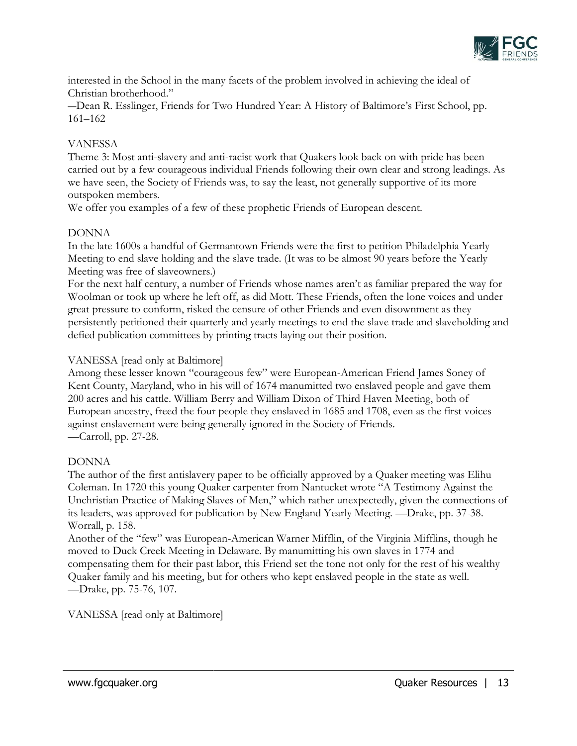interested in the School in the many facets of the problem involved in achieving the ideal of Christian brotherhood."

—Dean R. Esslinger, Friends for Two Hundred Year: A History of Baltimore's First School, pp. 161–162

VANESSA

Theme 3: Most anti-slavery and anti-racist work that Quakers look back on with pride has been carried out by a few courageous individual Friends following their own clear and strong leadings. As we have seen, the Society of Friends was, to say the least, not generally supportive of its more outspoken members.

We offer you examples of a few of these prophetic Friends of European descent.

DONNA

In the late 1600s a handful of Germantown Friends were the first to petition Philadelphia Yearly Meeting to end slave holding and the slave trade. (It was to be almost 90 years before the Yearly Meeting was free of slaveowners.)

For the next half century, a number of Friends whose names aren't as familiar prepared the way for Woolman or took up where he left off, as did Mott. These Friends, often the lone voices and under great pressure to conform, risked the censure of other Friends and even disownment as they persistently petitioned their quarterly and yearly meetings to end the slave trade and slaveholding and defied publication committees by printing tracts laying out their position.

VANESSA [read only at Baltimore]

Among these lesser known "courageous few" were European-American Friend James Soney of Kent County, Maryland, who in his will of 1674 manumitted two enslaved people and gave them 200 acres and his cattle. William Berry and William Dixon of Third Haven Meeting, both of European ancestry, freed the four people they enslaved in 1685 and 1708, even as the first voices against enslavement were being generally ignored in the Society of Friends.

—Carroll, pp. 27-28.

DONNA

The author of the first antislavery paper to be officially approved by a Quaker meeting was Elihu Coleman. In 1720 this young Quaker carpenter from Nantucket wrote "A Testimony Against the Unchristian Practice of Making Slaves of Men," which rather unexpectedly, given the connections of its leaders, was approved for publication by New England Yearly Meeting. —Drake, pp. 37-38. Worrall, p. 158.

Another of the "few" was European-American Warner Mifflin, of the Virginia Mifflins, though he moved to Duck Creek Meeting in Delaware. By manumitting his own slaves in 1774 and compensating them for their past labor, this Friend set the tone not only for the rest of his wealthy Quaker family and his meeting, but for others who kept enslaved people in the state as well.

—Drake, pp. 75-76, 107.

VANESSA [read only at Baltimore]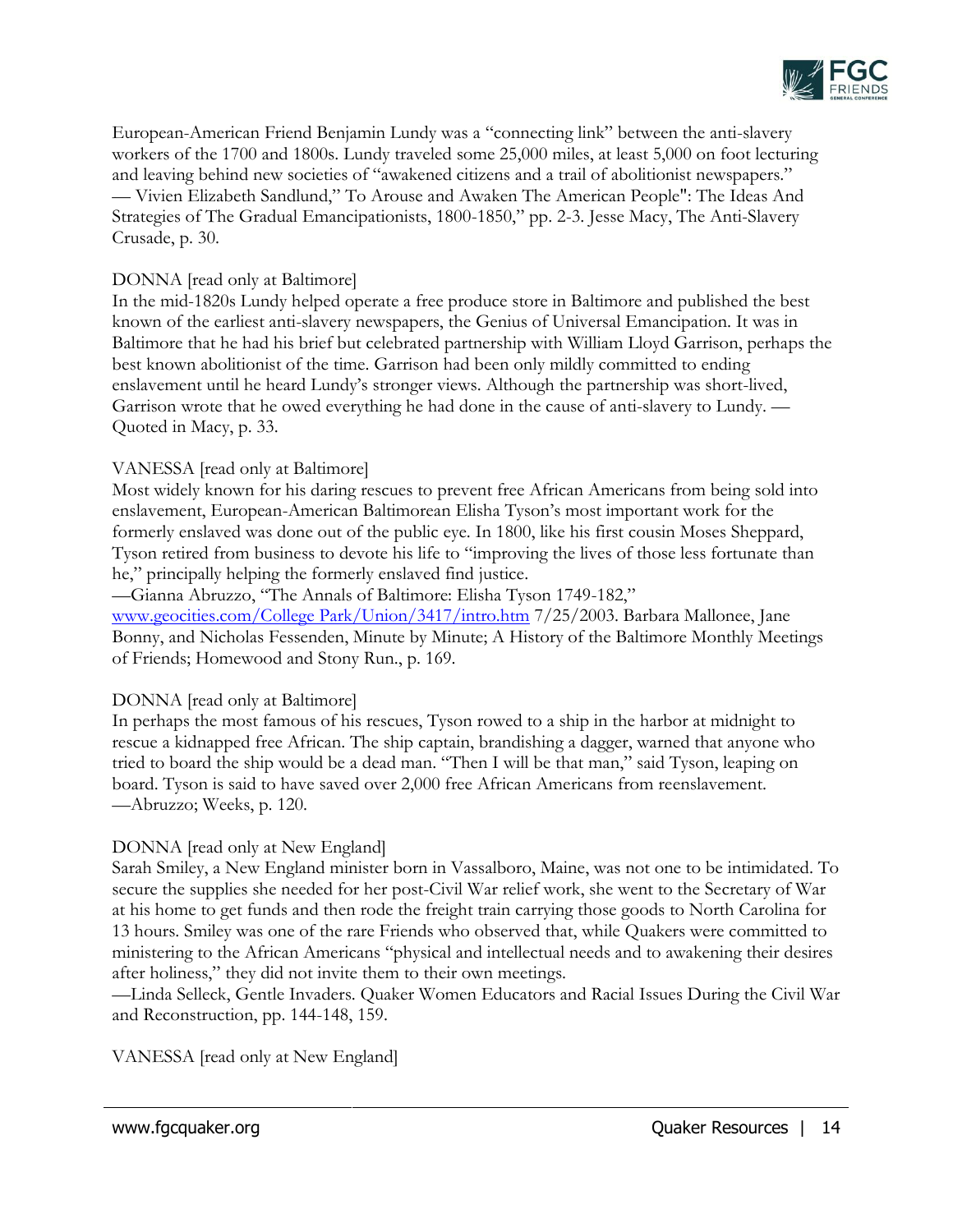European-American Friend Benjamin Lundy was a "connecting link" between the anti-slavery workers of the 1700 and 1800s. Lundy traveled some 25,000 miles, at least 5,000 on foot lecturing and leaving behind new societies of "awakened citizens and a trail of abolitionist newspapers." — Vivien Elizabeth Sandlund," To Arouse and Awaken The American People": The Ideas And Strategies of The Gradual Emancipationists, 1800-1850," pp. 2-3. Jesse Macy, The Anti-Slavery Crusade, p. 30.

DONNA [read only at Baltimore]
In the mid-1820s Lundy helped operate a free produce store in Baltimore and published the best known of the earliest anti-slavery newspapers, the Genius of Universal Emancipation. It was in Baltimore that he had his brief but celebrated partnership with William Lloyd Garrison, perhaps the best known abolitionist of the time. Garrison had been only mildly committed to ending enslavement until he heard Lundy's stronger views. Although the partnership was short-lived, Garrison wrote that he owed everything he had done in the cause of anti-slavery to Lundy. — Quoted in Macy, p. 33.

VANESSA [read only at Baltimore]
Most widely known for his daring rescues to prevent free African Americans from being sold into enslavement, European-American Baltimorean Elisha Tyson's most important work for the formerly enslaved was done out of the public eye. In 1800, like his first cousin Moses Sheppard, Tyson retired from business to devote his life to "improving the lives of those less fortunate than he," principally helping the formerly enslaved find justice.
—Gianna Abruzzo, "The Annals of Baltimore: Elisha Tyson 1749-182," www.geocities.com/College Park/Union/3417/intro.htm 7/25/2003. Barbara Mallonee, Jane Bonny, and Nicholas Fessenden, Minute by Minute; A History of the Baltimore Monthly Meetings of Friends; Homewood and Stony Run., p. 169.

DONNA [read only at Baltimore]
In perhaps the most famous of his rescues, Tyson rowed to a ship in the harbor at midnight to rescue a kidnapped free African. The ship captain, brandishing a dagger, warned that anyone who tried to board the ship would be a dead man. "Then I will be that man," said Tyson, leaping on board. Tyson is said to have saved over 2,000 free African Americans from reenslavement. —Abruzzo; Weeks, p. 120.

DONNA [read only at New England]
Sarah Smiley, a New England minister born in Vassalboro, Maine, was not one to be intimidated. To secure the supplies she needed for her post-Civil War relief work, she went to the Secretary of War at his home to get funds and then rode the freight train carrying those goods to North Carolina for 13 hours. Smiley was one of the rare Friends who observed that, while Quakers were committed to ministering to the African Americans "physical and intellectual needs and to awakening their desires after holiness," they did not invite them to their own meetings.
—Linda Selleck, Gentle Invaders. Quaker Women Educators and Racial Issues During the Civil War and Reconstruction, pp. 144-148, 159.

VANESSA [read only at New England]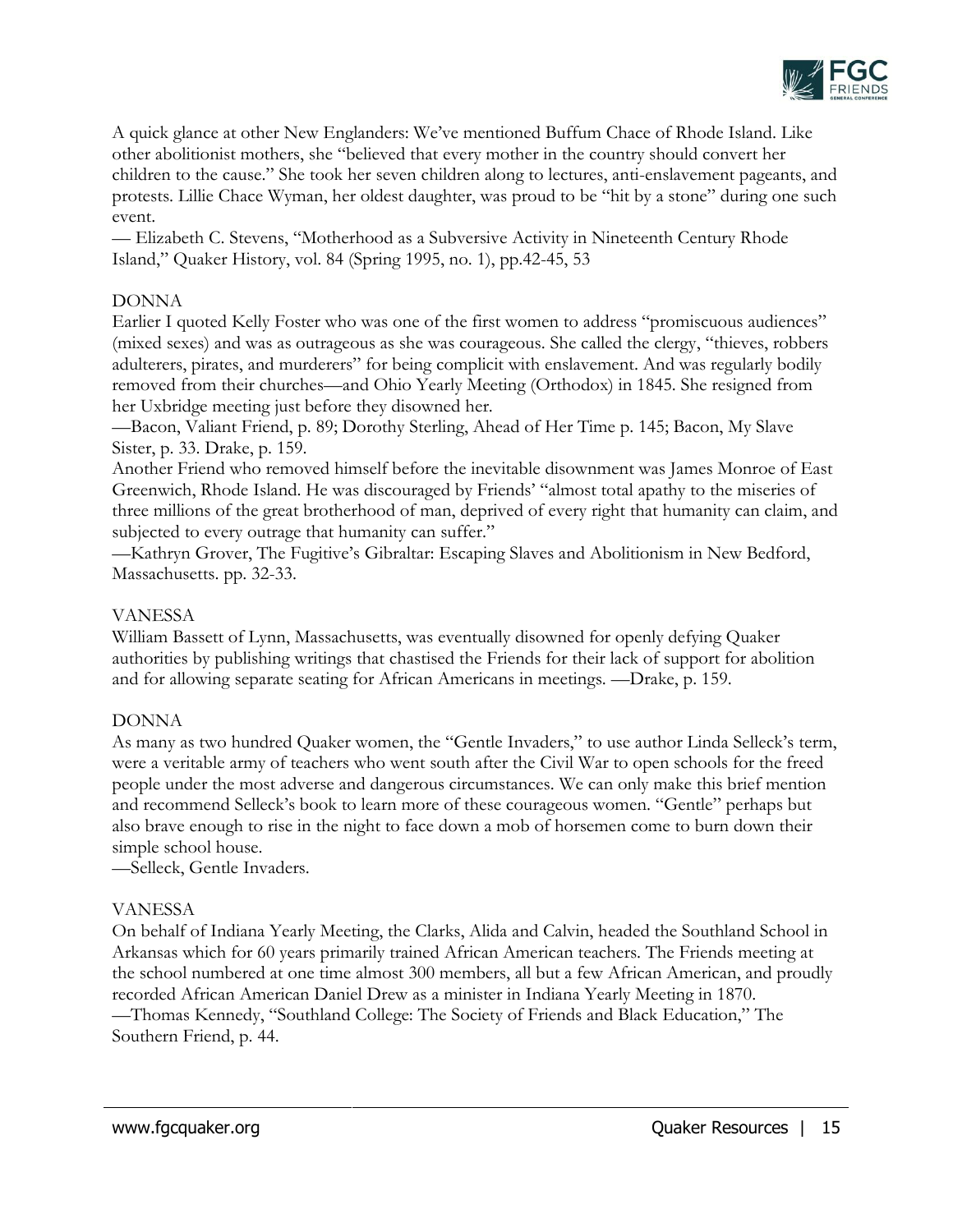A quick glance at other New Englanders: We've mentioned Buffum Chace of Rhode Island. Like other abolitionist mothers, she "believed that every mother in the country should convert her children to the cause." She took her seven children along to lectures, anti-enslavement pageants, and protests. Lillie Chace Wyman, her oldest daughter, was proud to be "hit by a stone" during one such event.

— Elizabeth C. Stevens, "Motherhood as a Subversive Activity in Nineteenth Century Rhode Island," Quaker History, vol. 84 (Spring 1995, no. 1), pp.42-45, 53

DONNA

Earlier I quoted Kelly Foster who was one of the first women to address "promiscuous audiences" (mixed sexes) and was as outrageous as she was courageous. She called the clergy, "thieves, robbers adulterers, pirates, and murderers" for being complicit with enslavement. And was regularly bodily removed from their churches—and Ohio Yearly Meeting (Orthodox) in 1845. She resigned from her Uxbridge meeting just before they disowned her.

—Bacon, Valiant Friend, p. 89; Dorothy Sterling, Ahead of Her Time p. 145; Bacon, My Slave Sister, p. 33. Drake, p. 159.

Another Friend who removed himself before the inevitable disownment was James Monroe of East Greenwich, Rhode Island. He was discouraged by Friends' "almost total apathy to the miseries of three millions of the great brotherhood of man, deprived of every right that humanity can claim, and subjected to every outrage that humanity can suffer."

—Kathryn Grover, The Fugitive's Gibraltar: Escaping Slaves and Abolitionism in New Bedford, Massachusetts. pp. 32-33.

VANESSA

William Bassett of Lynn, Massachusetts, was eventually disowned for openly defying Quaker authorities by publishing writings that chastised the Friends for their lack of support for abolition and for allowing separate seating for African Americans in meetings. —Drake, p. 159.

DONNA

As many as two hundred Quaker women, the "Gentle Invaders," to use author Linda Selleck's term, were a veritable army of teachers who went south after the Civil War to open schools for the freed people under the most adverse and dangerous circumstances. We can only make this brief mention and recommend Selleck's book to learn more of these courageous women. "Gentle" perhaps but also brave enough to rise in the night to face down a mob of horsemen come to burn down their simple school house.

—Selleck, Gentle Invaders.

VANESSA

On behalf of Indiana Yearly Meeting, the Clarks, Alida and Calvin, headed the Southland School in Arkansas which for 60 years primarily trained African American teachers. The Friends meeting at the school numbered at one time almost 300 members, all but a few African American, and proudly recorded African American Daniel Drew as a minister in Indiana Yearly Meeting in 1870.

—Thomas Kennedy, "Southland College: The Society of Friends and Black Education," The Southern Friend, p. 44.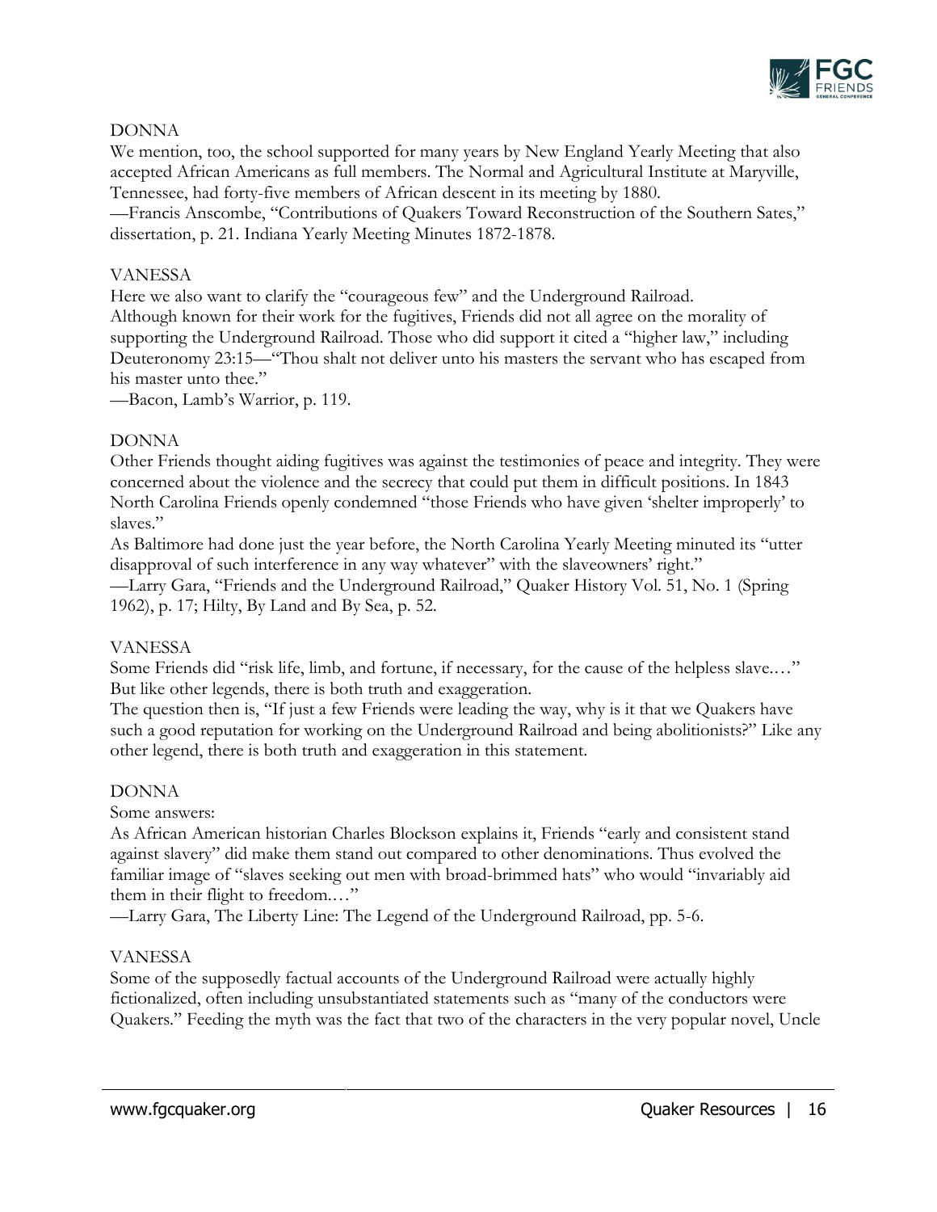DONNA

We mention, too, the school supported for many years by New England Yearly Meeting that also accepted African Americans as full members. The Normal and Agricultural Institute at Maryville, Tennessee, had forty-five members of African descent in its meeting by 1880.

—Francis Anscombe, "Contributions of Quakers Toward Reconstruction of the Southern Sates," dissertation, p. 21. Indiana Yearly Meeting Minutes 1872-1878.

VANESSA

Here we also want to clarify the "courageous few" and the Underground Railroad.

Although known for their work for the fugitives, Friends did not all agree on the morality of supporting the Underground Railroad. Those who did support it cited a "higher law," including Deuteronomy 23:15—"Thou shalt not deliver unto his masters the servant who has escaped from his master unto thee."

—Bacon, Lamb's Warrior, p. 119.

DONNA

Other Friends thought aiding fugitives was against the testimonies of peace and integrity. They were concerned about the violence and the secrecy that could put them in difficult positions. In 1843 North Carolina Friends openly condemned "those Friends who have given 'shelter improperly' to slaves."

As Baltimore had done just the year before, the North Carolina Yearly Meeting minuted its "utter disapproval of such interference in any way whatever" with the slaveowners' right."

—Larry Gara, "Friends and the Underground Railroad," Quaker History Vol. 51, No. 1 (Spring 1962), p. 17; Hilty, By Land and By Sea, p. 52.

VANESSA

Some Friends did "risk life, limb, and fortune, if necessary, for the cause of the helpless slave.…" But like other legends, there is both truth and exaggeration.

The question then is, "If just a few Friends were leading the way, why is it that we Quakers have such a good reputation for working on the Underground Railroad and being abolitionists?" Like any other legend, there is both truth and exaggeration in this statement.

DONNA

Some answers:

As African American historian Charles Blockson explains it, Friends "early and consistent stand against slavery" did make them stand out compared to other denominations. Thus evolved the familiar image of "slaves seeking out men with broad-brimmed hats" who would "invariably aid them in their flight to freedom.…"

—Larry Gara, The Liberty Line: The Legend of the Underground Railroad, pp. 5-6.

VANESSA

Some of the supposedly factual accounts of the Underground Railroad were actually highly fictionalized, often including unsubstantiated statements such as "many of the conductors were Quakers." Feeding the myth was the fact that two of the characters in the very popular novel, Uncle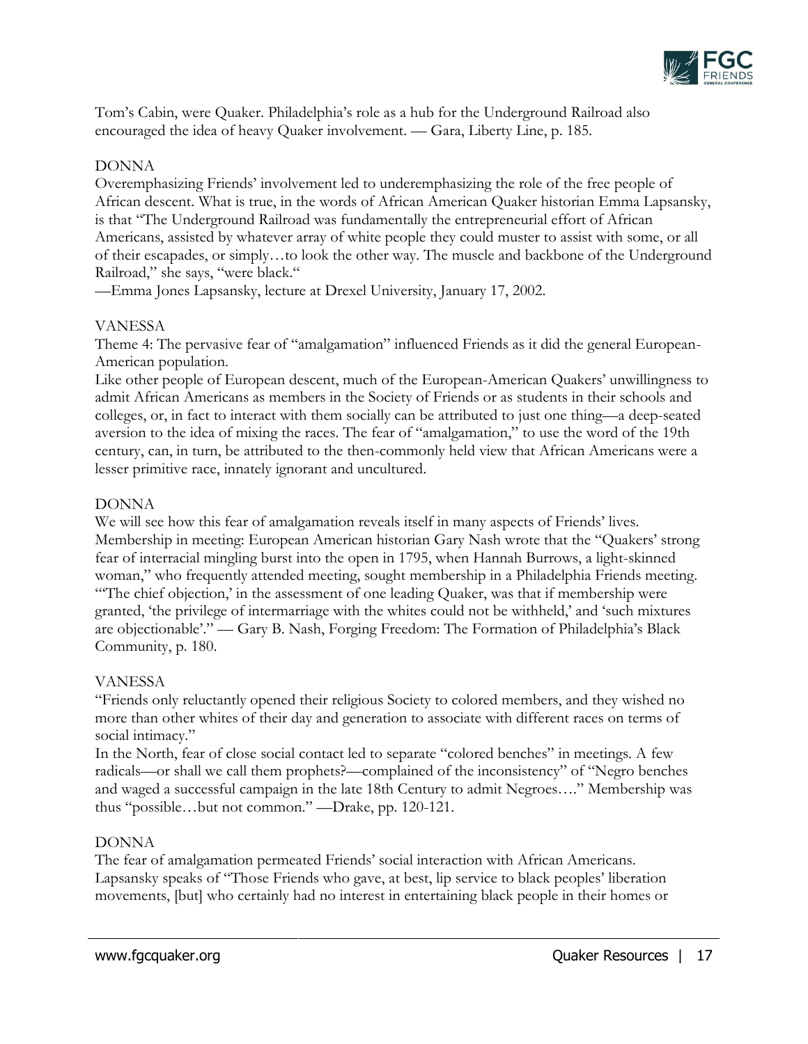Tom's Cabin, were Quaker. Philadelphia's role as a hub for the Underground Railroad also encouraged the idea of heavy Quaker involvement. — Gara, Liberty Line, p. 185.

DONNA

Overemphasizing Friends' involvement led to underemphasizing the role of the free people of African descent. What is true, in the words of African American Quaker historian Emma Lapsansky, is that "The Underground Railroad was fundamentally the entrepreneurial effort of African Americans, assisted by whatever array of white people they could muster to assist with some, or all of their escapades, or simply…to look the other way. The muscle and backbone of the Underground Railroad," she says, "were black."

—Emma Jones Lapsansky, lecture at Drexel University, January 17, 2002.

VANESSA

Theme 4: The pervasive fear of "amalgamation" influenced Friends as it did the general European-American population.

Like other people of European descent, much of the European-American Quakers' unwillingness to admit African Americans as members in the Society of Friends or as students in their schools and colleges, or, in fact to interact with them socially can be attributed to just one thing—a deep-seated aversion to the idea of mixing the races. The fear of "amalgamation," to use the word of the 19th century, can, in turn, be attributed to the then-commonly held view that African Americans were a lesser primitive race, innately ignorant and uncultured.

DONNA

We will see how this fear of amalgamation reveals itself in many aspects of Friends' lives. Membership in meeting: European American historian Gary Nash wrote that the "Quakers' strong fear of interracial mingling burst into the open in 1795, when Hannah Burrows, a light-skinned woman," who frequently attended meeting, sought membership in a Philadelphia Friends meeting. "'The chief objection,' in the assessment of one leading Quaker, was that if membership were granted, 'the privilege of intermarriage with the whites could not be withheld,' and 'such mixtures are objectionable'." — Gary B. Nash, Forging Freedom: The Formation of Philadelphia's Black Community, p. 180.

VANESSA

"Friends only reluctantly opened their religious Society to colored members, and they wished no more than other whites of their day and generation to associate with different races on terms of social intimacy."

In the North, fear of close social contact led to separate "colored benches" in meetings. A few radicals—or shall we call them prophets?—complained of the inconsistency" of "Negro benches and waged a successful campaign in the late 18th Century to admit Negroes…." Membership was thus "possible…but not common." —Drake, pp. 120-121.

DONNA

The fear of amalgamation permeated Friends' social interaction with African Americans. Lapsansky speaks of "Those Friends who gave, at best, lip service to black peoples' liberation movements, [but] who certainly had no interest in entertaining black people in their homes or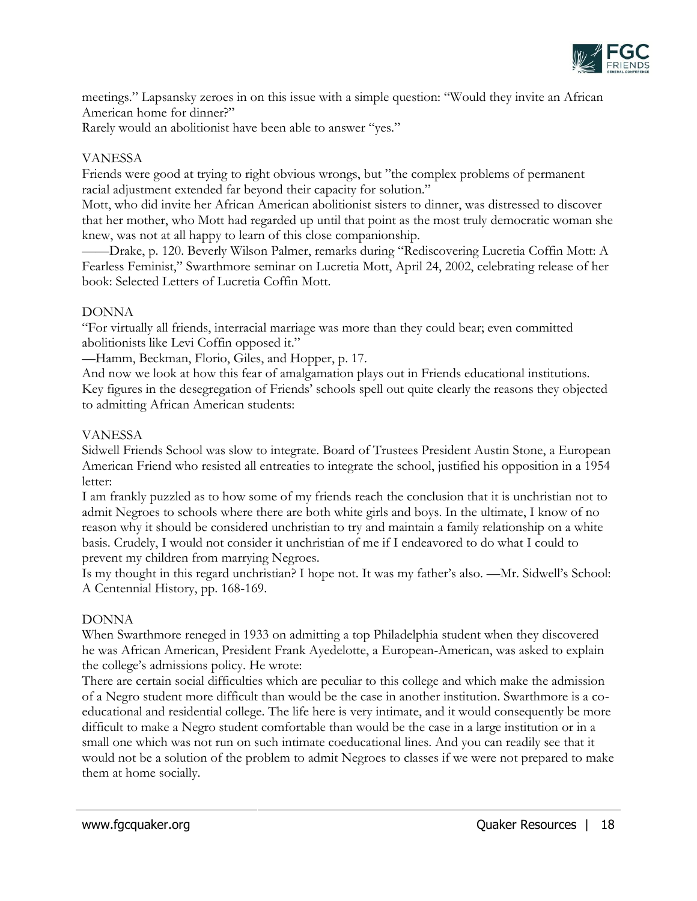meetings." Lapsansky zeroes in on this issue with a simple question: "Would they invite an African American home for dinner?"

Rarely would an abolitionist have been able to answer "yes."

VANESSA

Friends were good at trying to right obvious wrongs, but "the complex problems of permanent racial adjustment extended far beyond their capacity for solution."

Mott, who did invite her African American abolitionist sisters to dinner, was distressed to discover that her mother, who Mott had regarded up until that point as the most truly democratic woman she knew, was not at all happy to learn of this close companionship.

——Drake, p. 120. Beverly Wilson Palmer, remarks during "Rediscovering Lucretia Coffin Mott: A Fearless Feminist," Swarthmore seminar on Lucretia Mott, April 24, 2002, celebrating release of her book: Selected Letters of Lucretia Coffin Mott.

DONNA

"For virtually all friends, interracial marriage was more than they could bear; even committed abolitionists like Levi Coffin opposed it."

—Hamm, Beckman, Florio, Giles, and Hopper, p. 17.

And now we look at how this fear of amalgamation plays out in Friends educational institutions. Key figures in the desegregation of Friends' schools spell out quite clearly the reasons they objected to admitting African American students:

VANESSA

Sidwell Friends School was slow to integrate. Board of Trustees President Austin Stone, a European American Friend who resisted all entreaties to integrate the school, justified his opposition in a 1954 letter:

I am frankly puzzled as to how some of my friends reach the conclusion that it is unchristian not to admit Negroes to schools where there are both white girls and boys. In the ultimate, I know of no reason why it should be considered unchristian to try and maintain a family relationship on a white basis. Crudely, I would not consider it unchristian of me if I endeavored to do what I could to prevent my children from marrying Negroes.

Is my thought in this regard unchristian? I hope not. It was my father's also. —Mr. Sidwell's School: A Centennial History, pp. 168-169.

DONNA

When Swarthmore reneged in 1933 on admitting a top Philadelphia student when they discovered he was African American, President Frank Ayedelotte, a European-American, was asked to explain the college's admissions policy. He wrote:

There are certain social difficulties which are peculiar to this college and which make the admission of a Negro student more difficult than would be the case in another institution. Swarthmore is a co-educational and residential college. The life here is very intimate, and it would consequently be more difficult to make a Negro student comfortable than would be the case in a large institution or in a small one which was not run on such intimate coeducational lines. And you can readily see that it would not be a solution of the problem to admit Negroes to classes if we were not prepared to make them at home socially.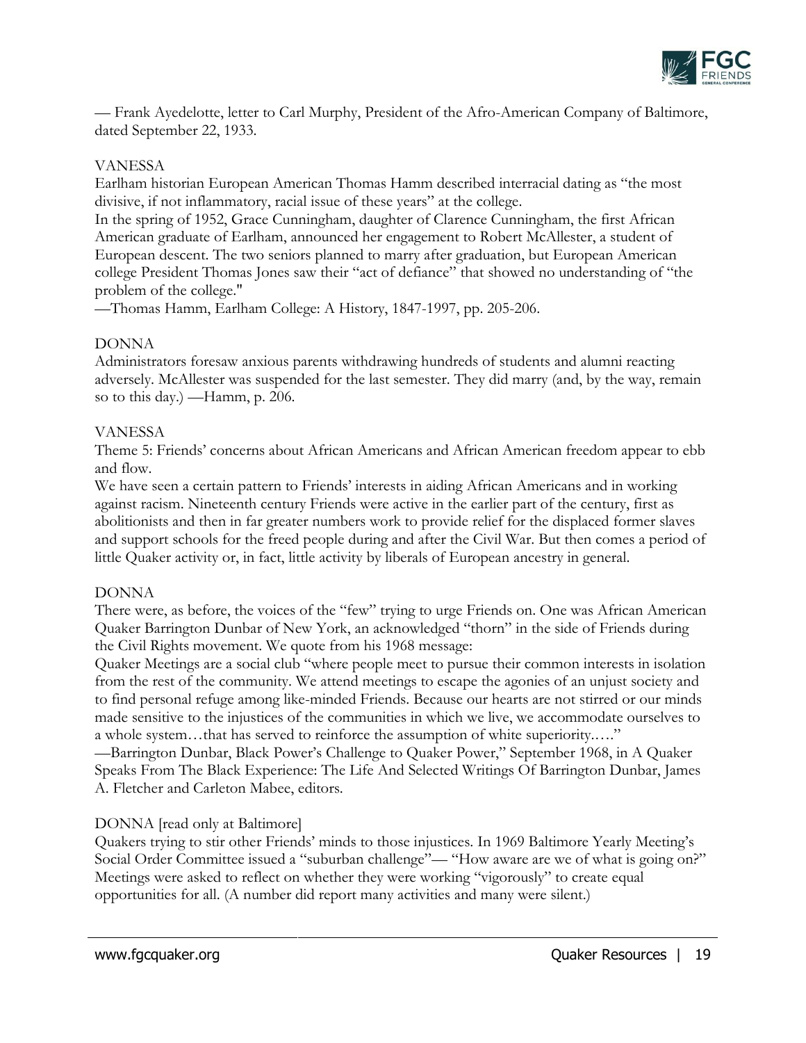— Frank Ayedelotte, letter to Carl Murphy, President of the Afro-American Company of Baltimore, dated September 22, 1933.

VANESSA

Earlham historian European American Thomas Hamm described interracial dating as "the most divisive, if not inflammatory, racial issue of these years" at the college.

In the spring of 1952, Grace Cunningham, daughter of Clarence Cunningham, the first African American graduate of Earlham, announced her engagement to Robert McAllester, a student of European descent. The two seniors planned to marry after graduation, but European American college President Thomas Jones saw their "act of defiance" that showed no understanding of "the problem of the college."

—Thomas Hamm, Earlham College: A History, 1847-1997, pp. 205-206.

DONNA

Administrators foresaw anxious parents withdrawing hundreds of students and alumni reacting adversely. McAllester was suspended for the last semester. They did marry (and, by the way, remain so to this day.) —Hamm, p. 206.

VANESSA

Theme 5: Friends' concerns about African Americans and African American freedom appear to ebb and flow.

We have seen a certain pattern to Friends' interests in aiding African Americans and in working against racism. Nineteenth century Friends were active in the earlier part of the century, first as abolitionists and then in far greater numbers work to provide relief for the displaced former slaves and support schools for the freed people during and after the Civil War. But then comes a period of little Quaker activity or, in fact, little activity by liberals of European ancestry in general.

DONNA

There were, as before, the voices of the "few" trying to urge Friends on. One was African American Quaker Barrington Dunbar of New York, an acknowledged "thorn" in the side of Friends during the Civil Rights movement. We quote from his 1968 message:

Quaker Meetings are a social club "where people meet to pursue their common interests in isolation from the rest of the community. We attend meetings to escape the agonies of an unjust society and to find personal refuge among like-minded Friends. Because our hearts are not stirred or our minds made sensitive to the injustices of the communities in which we live, we accommodate ourselves to a whole system…that has served to reinforce the assumption of white superiority….."

—Barrington Dunbar, Black Power's Challenge to Quaker Power," September 1968, in A Quaker Speaks From The Black Experience: The Life And Selected Writings Of Barrington Dunbar, James A. Fletcher and Carleton Mabee, editors.

DONNA [read only at Baltimore]

Quakers trying to stir other Friends' minds to those injustices. In 1969 Baltimore Yearly Meeting's Social Order Committee issued a "suburban challenge"— "How aware are we of what is going on?" Meetings were asked to reflect on whether they were working "vigorously" to create equal opportunities for all. (A number did report many activities and many were silent.)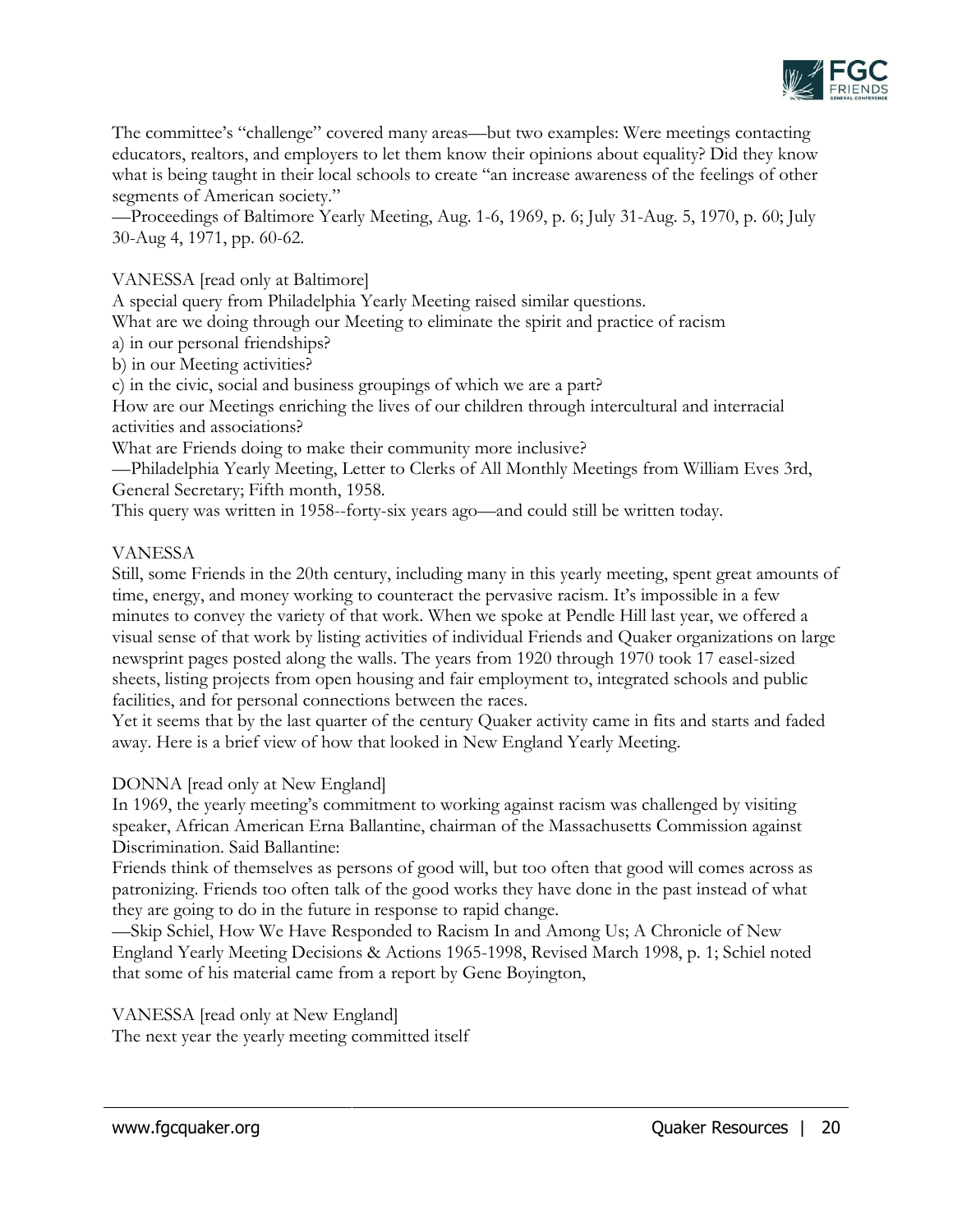The committee's "challenge" covered many areas—but two examples: Were meetings contacting educators, realtors, and employers to let them know their opinions about equality? Did they know what is being taught in their local schools to create "an increase awareness of the feelings of other segments of American society."

—Proceedings of Baltimore Yearly Meeting, Aug. 1-6, 1969, p. 6; July 31-Aug. 5, 1970, p. 60; July 30-Aug 4, 1971, pp. 60-62.

VANESSA [read only at Baltimore]

A special query from Philadelphia Yearly Meeting raised similar questions.

What are we doing through our Meeting to eliminate the spirit and practice of racism

a) in our personal friendships?

b) in our Meeting activities?

c) in the civic, social and business groupings of which we are a part?

How are our Meetings enriching the lives of our children through intercultural and interracial activities and associations?

What are Friends doing to make their community more inclusive?

—Philadelphia Yearly Meeting, Letter to Clerks of All Monthly Meetings from William Eves 3rd, General Secretary; Fifth month, 1958.

This query was written in 1958--forty-six years ago—and could still be written today.

VANESSA

Still, some Friends in the 20th century, including many in this yearly meeting, spent great amounts of time, energy, and money working to counteract the pervasive racism. It's impossible in a few minutes to convey the variety of that work. When we spoke at Pendle Hill last year, we offered a visual sense of that work by listing activities of individual Friends and Quaker organizations on large newsprint pages posted along the walls. The years from 1920 through 1970 took 17 easel-sized sheets, listing projects from open housing and fair employment to, integrated schools and public facilities, and for personal connections between the races.

Yet it seems that by the last quarter of the century Quaker activity came in fits and starts and faded away. Here is a brief view of how that looked in New England Yearly Meeting.

DONNA [read only at New England]

In 1969, the yearly meeting's commitment to working against racism was challenged by visiting speaker, African American Erna Ballantine, chairman of the Massachusetts Commission against Discrimination. Said Ballantine:

Friends think of themselves as persons of good will, but too often that good will comes across as patronizing. Friends too often talk of the good works they have done in the past instead of what they are going to do in the future in response to rapid change.

—Skip Schiel, How We Have Responded to Racism In and Among Us; A Chronicle of New England Yearly Meeting Decisions & Actions 1965-1998, Revised March 1998, p. 1; Schiel noted that some of his material came from a report by Gene Boyington,

VANESSA [read only at New England]

The next year the yearly meeting committed itself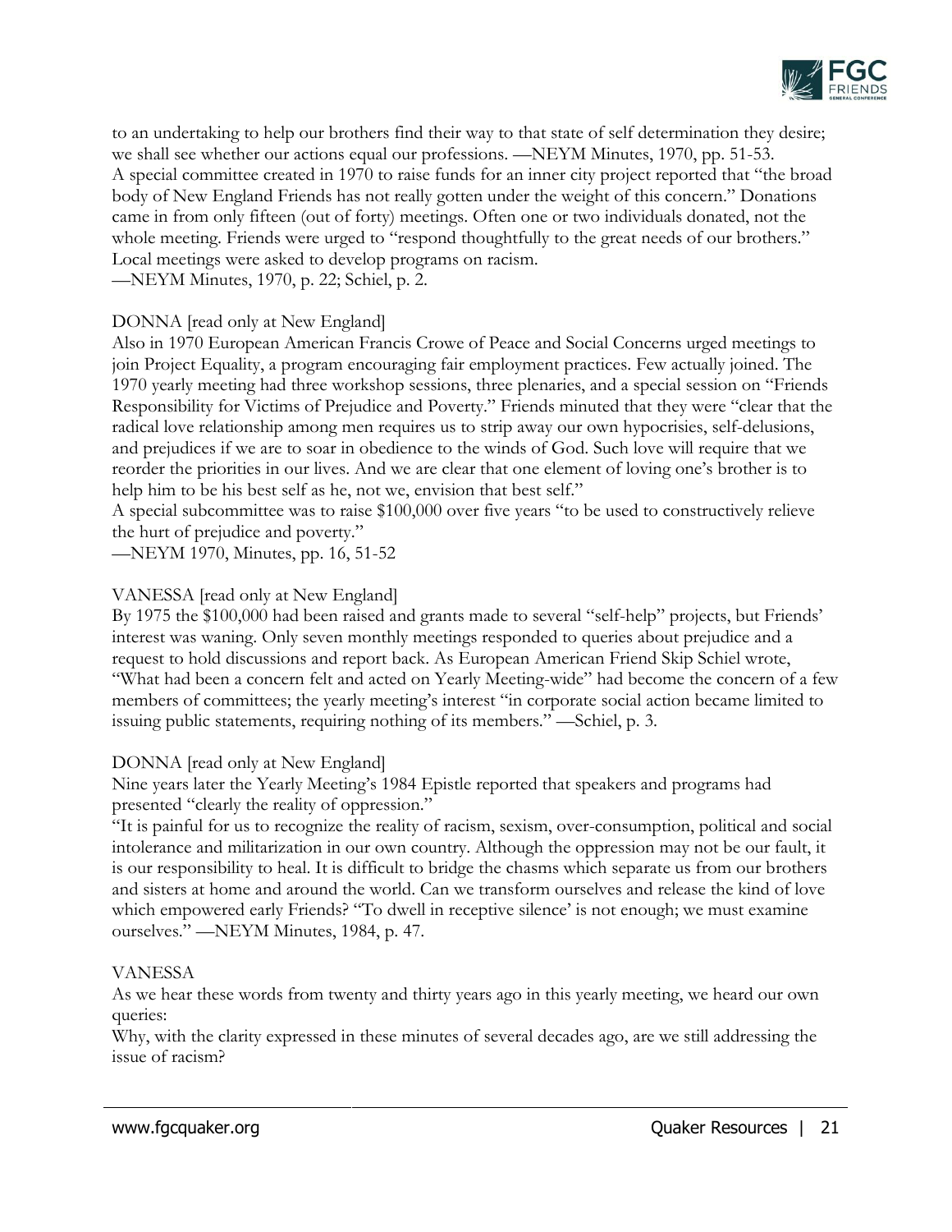to an undertaking to help our brothers find their way to that state of self determination they desire; we shall see whether our actions equal our professions. —NEYM Minutes, 1970, pp. 51-53.
A special committee created in 1970 to raise funds for an inner city project reported that "the broad body of New England Friends has not really gotten under the weight of this concern." Donations came in from only fifteen (out of forty) meetings. Often one or two individuals donated, not the whole meeting. Friends were urged to "respond thoughtfully to the great needs of our brothers." Local meetings were asked to develop programs on racism.
—NEYM Minutes, 1970, p. 22; Schiel, p. 2.

DONNA [read only at New England]
Also in 1970 European American Francis Crowe of Peace and Social Concerns urged meetings to join Project Equality, a program encouraging fair employment practices. Few actually joined. The 1970 yearly meeting had three workshop sessions, three plenaries, and a special session on "Friends Responsibility for Victims of Prejudice and Poverty." Friends minuted that they were "clear that the radical love relationship among men requires us to strip away our own hypocrisies, self-delusions, and prejudices if we are to soar in obedience to the winds of God. Such love will require that we reorder the priorities in our lives. And we are clear that one element of loving one's brother is to help him to be his best self as he, not we, envision that best self."
A special subcommittee was to raise $100,000 over five years "to be used to constructively relieve the hurt of prejudice and poverty."
—NEYM 1970, Minutes, pp. 16, 51-52

VANESSA [read only at New England]
By 1975 the $100,000 had been raised and grants made to several "self-help" projects, but Friends' interest was waning. Only seven monthly meetings responded to queries about prejudice and a request to hold discussions and report back. As European American Friend Skip Schiel wrote, "What had been a concern felt and acted on Yearly Meeting-wide" had become the concern of a few members of committees; the yearly meeting's interest "in corporate social action became limited to issuing public statements, requiring nothing of its members." —Schiel, p. 3.

DONNA [read only at New England]
Nine years later the Yearly Meeting's 1984 Epistle reported that speakers and programs had presented "clearly the reality of oppression."
"It is painful for us to recognize the reality of racism, sexism, over-consumption, political and social intolerance and militarization in our own country. Although the oppression may not be our fault, it is our responsibility to heal. It is difficult to bridge the chasms which separate us from our brothers and sisters at home and around the world. Can we transform ourselves and release the kind of love which empowered early Friends? "To dwell in receptive silence' is not enough; we must examine ourselves." —NEYM Minutes, 1984, p. 47.

VANESSA
As we hear these words from twenty and thirty years ago in this yearly meeting, we heard our own queries:
Why, with the clarity expressed in these minutes of several decades ago, are we still addressing the issue of racism?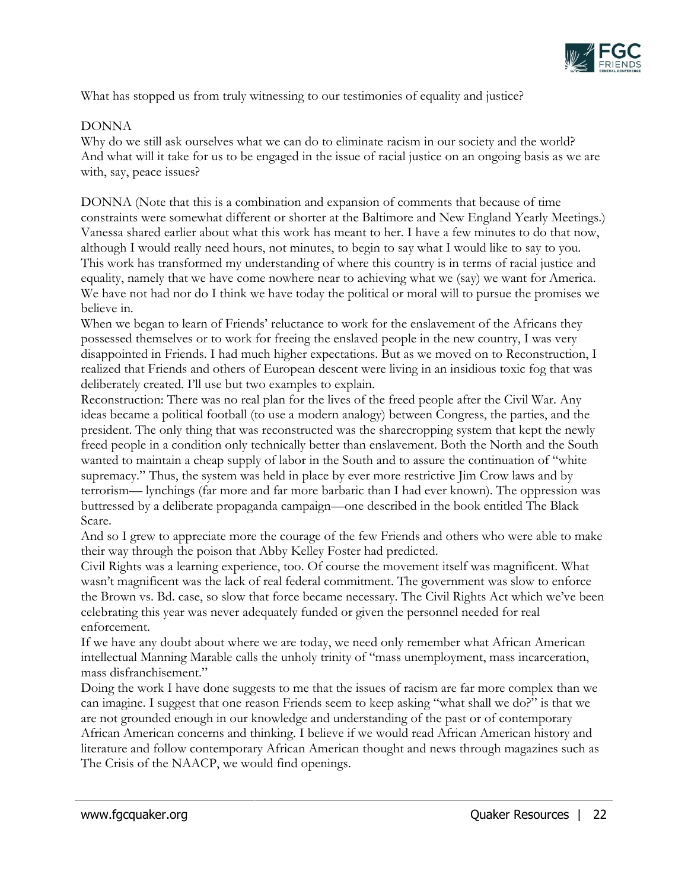What has stopped us from truly witnessing to our testimonies of equality and justice?

DONNA

Why do we still ask ourselves what we can do to eliminate racism in our society and the world? And what will it take for us to be engaged in the issue of racial justice on an ongoing basis as we are with, say, peace issues?

DONNA (Note that this is a combination and expansion of comments that because of time constraints were somewhat different or shorter at the Baltimore and New England Yearly Meetings.)

Vanessa shared earlier about what this work has meant to her. I have a few minutes to do that now, although I would really need hours, not minutes, to begin to say what I would like to say to you. This work has transformed my understanding of where this country is in terms of racial justice and equality, namely that we have come nowhere near to achieving what we (say) we want for America. We have not had nor do I think we have today the political or moral will to pursue the promises we believe in.

When we began to learn of Friends' reluctance to work for the enslavement of the Africans they possessed themselves or to work for freeing the enslaved people in the new country, I was very disappointed in Friends. I had much higher expectations. But as we moved on to Reconstruction, I realized that Friends and others of European descent were living in an insidious toxic fog that was deliberately created. I'll use but two examples to explain.

Reconstruction: There was no real plan for the lives of the freed people after the Civil War. Any ideas became a political football (to use a modern analogy) between Congress, the parties, and the president. The only thing that was reconstructed was the sharecropping system that kept the newly freed people in a condition only technically better than enslavement. Both the North and the South wanted to maintain a cheap supply of labor in the South and to assure the continuation of "white supremacy." Thus, the system was held in place by ever more restrictive Jim Crow laws and by terrorism— lynchings (far more and far more barbaric than I had ever known). The oppression was buttressed by a deliberate propaganda campaign—one described in the book entitled The Black Scare.

And so I grew to appreciate more the courage of the few Friends and others who were able to make their way through the poison that Abby Kelley Foster had predicted.

Civil Rights was a learning experience, too. Of course the movement itself was magnificent. What wasn't magnificent was the lack of real federal commitment. The government was slow to enforce the Brown vs. Bd. case, so slow that force became necessary. The Civil Rights Act which we've been celebrating this year was never adequately funded or given the personnel needed for real enforcement.

If we have any doubt about where we are today, we need only remember what African American intellectual Manning Marable calls the unholy trinity of "mass unemployment, mass incarceration, mass disfranchisement."

Doing the work I have done suggests to me that the issues of racism are far more complex than we can imagine. I suggest that one reason Friends seem to keep asking "what shall we do?" is that we are not grounded enough in our knowledge and understanding of the past or of contemporary African American concerns and thinking. I believe if we would read African American history and literature and follow contemporary African American thought and news through magazines such as The Crisis of the NAACP, we would find openings.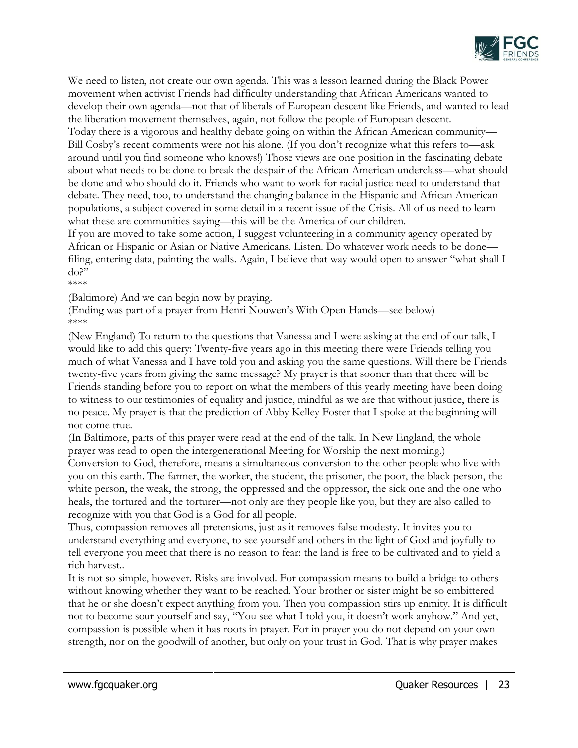We need to listen, not create our own agenda. This was a lesson learned during the Black Power movement when activist Friends had difficulty understanding that African Americans wanted to develop their own agenda—not that of liberals of European descent like Friends, and wanted to lead the liberation movement themselves, again, not follow the people of European descent.

Today there is a vigorous and healthy debate going on within the African American community—Bill Cosby's recent comments were not his alone. (If you don't recognize what this refers to—ask around until you find someone who knows!) Those views are one position in the fascinating debate about what needs to be done to break the despair of the African American underclass—what should be done and who should do it. Friends who want to work for racial justice need to understand that debate. They need, too, to understand the changing balance in the Hispanic and African American populations, a subject covered in some detail in a recent issue of the Crisis. All of us need to learn what these are communities saying—this will be the America of our children.

If you are moved to take some action, I suggest volunteering in a community agency operated by African or Hispanic or Asian or Native Americans. Listen. Do whatever work needs to be done—filing, entering data, painting the walls. Again, I believe that way would open to answer "what shall I do?"

\*\*\*\*

(Baltimore) And we can begin now by praying.

(Ending was part of a prayer from Henri Nouwen's With Open Hands—see below)

\*\*\*\*

(New England) To return to the questions that Vanessa and I were asking at the end of our talk, I would like to add this query: Twenty-five years ago in this meeting there were Friends telling you much of what Vanessa and I have told you and asking you the same questions. Will there be Friends twenty-five years from giving the same message? My prayer is that sooner than that there will be Friends standing before you to report on what the members of this yearly meeting have been doing to witness to our testimonies of equality and justice, mindful as we are that without justice, there is no peace. My prayer is that the prediction of Abby Kelley Foster that I spoke at the beginning will not come true.

(In Baltimore, parts of this prayer were read at the end of the talk. In New England, the whole prayer was read to open the intergenerational Meeting for Worship the next morning.)

Conversion to God, therefore, means a simultaneous conversion to the other people who live with you on this earth. The farmer, the worker, the student, the prisoner, the poor, the black person, the white person, the weak, the strong, the oppressed and the oppressor, the sick one and the one who heals, the tortured and the torturer—not only are they people like you, but they are also called to recognize with you that God is a God for all people.

Thus, compassion removes all pretensions, just as it removes false modesty. It invites you to understand everything and everyone, to see yourself and others in the light of God and joyfully to tell everyone you meet that there is no reason to fear: the land is free to be cultivated and to yield a rich harvest..

It is not so simple, however. Risks are involved. For compassion means to build a bridge to others without knowing whether they want to be reached. Your brother or sister might be so embittered that he or she doesn't expect anything from you. Then you compassion stirs up enmity. It is difficult not to become sour yourself and say, "You see what I told you, it doesn't work anyhow." And yet, compassion is possible when it has roots in prayer. For in prayer you do not depend on your own strength, nor on the goodwill of another, but only on your trust in God. That is why prayer makes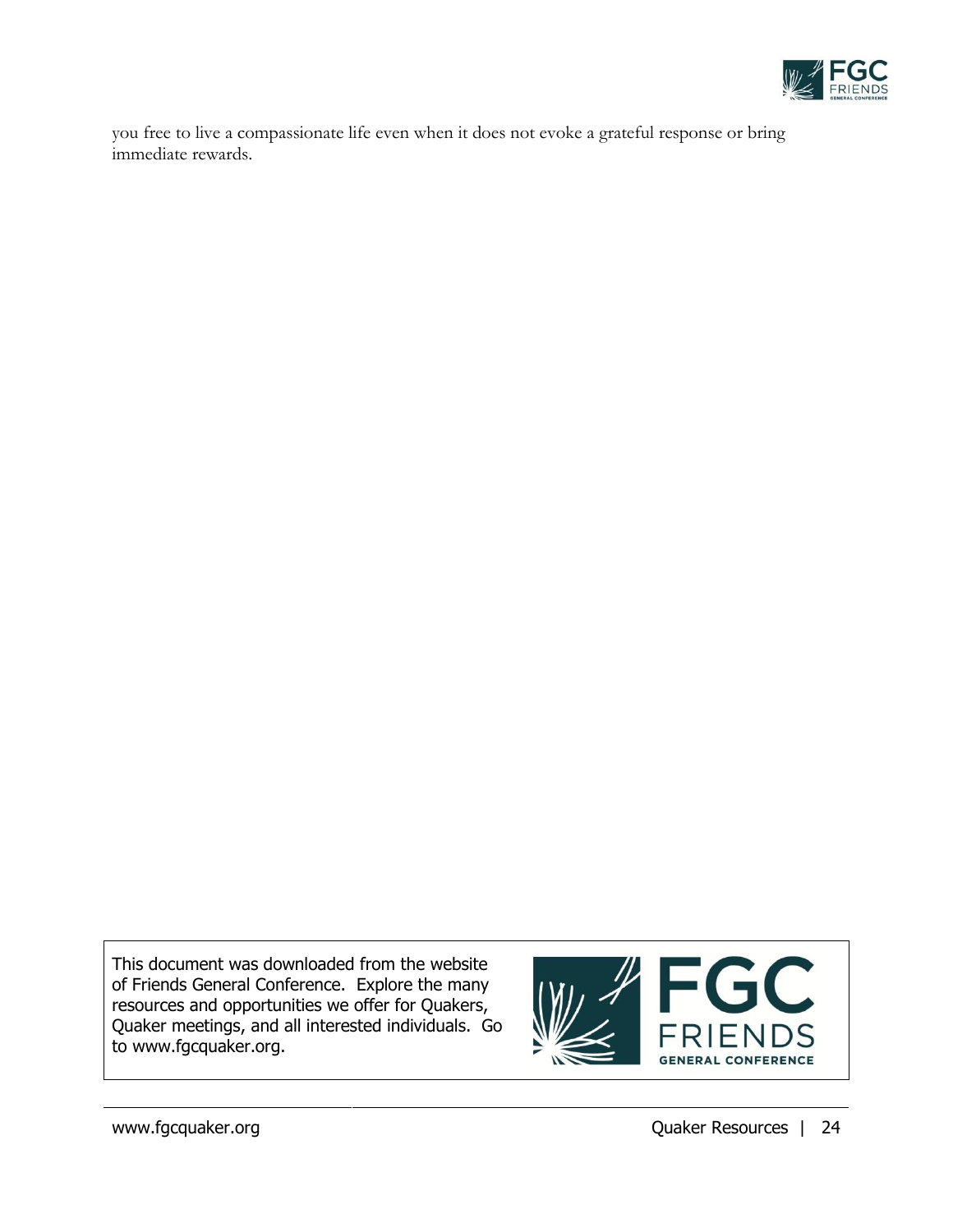you free to live a compassionate life even when it does not evoke a grateful response or bring immediate rewards.

This document was downloaded from the website of Friends General Conference. Explore the many resources and opportunities we offer for Quakers, Quaker meetings, and all interested individuals. Go to www.fgcquaker.org.